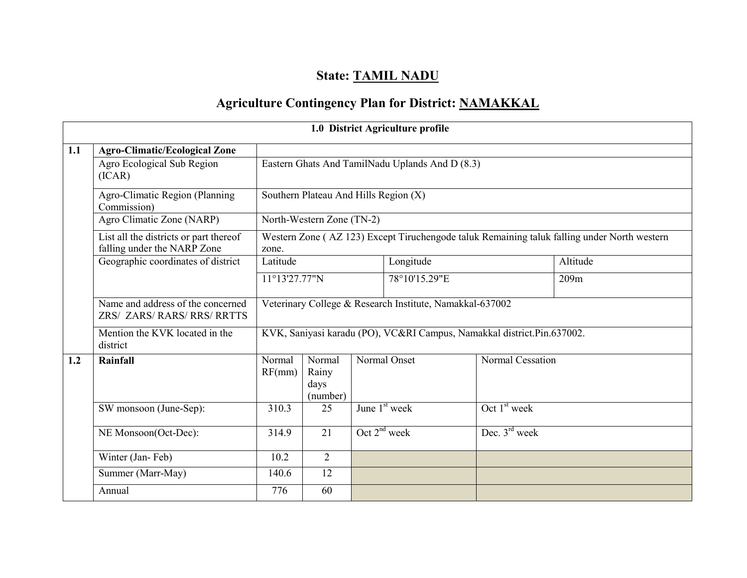# State: TAMIL NADU

## Agriculture Contingency Plan for District: NAMAKKAL

| 1.0 District Agriculture profile | | | | | | |
|---|---|---|---|---|---|---|
| **1.1** | **Agro-Climatic/Ecological Zone** | | | | | |
| | Agro Ecological Sub Region (ICAR) | Eastern Ghats And TamilNadu Uplands And D (8.3) | | | | |
| | Agro-Climatic Region (Planning Commission) | Southern Plateau And Hills Region (X) | | | | |
| | Agro Climatic Zone (NARP) | North-Western Zone (TN-2) | | | | |
| | List all the districts or part thereof falling under the NARP Zone | Western Zone ( AZ 123) Except Tiruchengode taluk Remaining taluk falling under North western zone. | | | | |
| | Geographic coordinates of district | Latitude | | Longitude | | Altitude |
| | | 11°13'27.77"N | | 78°10'15.29"E | | 209m |
| | Name and address of the concerned ZRS/ ZARS/ RARS/ RRS/ RRTTS | Veterinary College & Research Institute, Namakkal-637002 | | | | |
| | Mention the KVK located in the district | KVK, Saniyasi karadu (PO), VC&RI Campus, Namakkal district.Pin.637002. | | | | |
| **1.2** | **Rainfall** | Normal RF(mm) | Normal Rainy days (number) | Normal Onset | Normal Cessation | |
| | SW monsoon (June-Sep): | 310.3 | 25 | June 1st week | Oct 1st week | |
| | NE Monsoon(Oct-Dec): | 314.9 | 21 | Oct 2nd week | Dec. 3rd week | |
| | Winter (Jan- Feb) | 10.2 | 2 | | | |
| | Summer (Marr-May) | 140.6 | 12 | | | |
| | Annual | 776 | 60 | | | |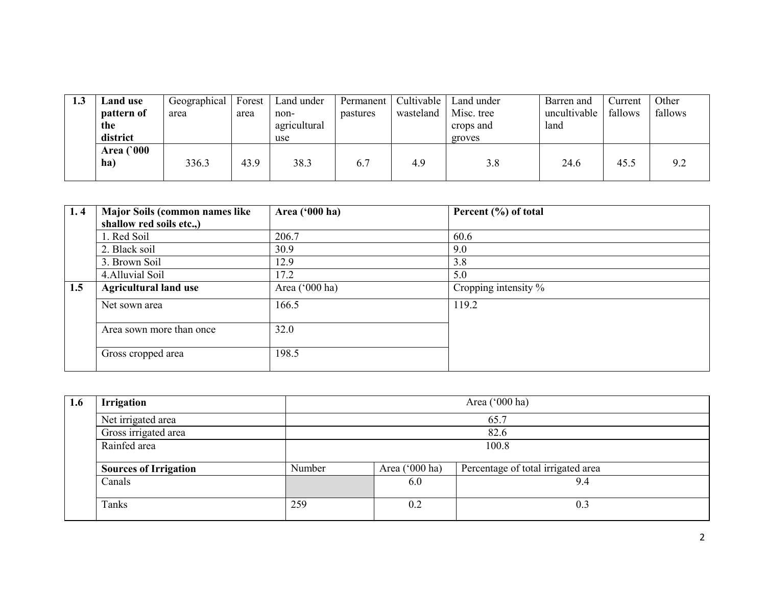| 1.3 | Land use pattern of the district | Geographical area | Forest area | Land under non-agricultural use | Permanent pastures | Cultivable wasteland | Land under Misc. tree crops and groves | Barren and uncultivable land | Current fallows | Other fallows |
|---|---|---|---|---|---|---|---|---|---|---|
| | Area (`000 ha) | 336.3 | 43.9 | 38.3 | 6.7 | 4.9 | 3.8 | 24.6 | 45.5 | 9.2 |

| 1. 4 | Major Soils (common names like shallow red soils etc.,) | Area ('000 ha) | Percent (%) of total |
|---|---|---|---|
| | 1. Red Soil | 206.7 | 60.6 |
| | 2. Black soil | 30.9 | 9.0 |
| | 3. Brown Soil | 12.9 | 3.8 |
| | 4.Alluvial Soil | 17.2 | 5.0 |
| 1.5 | **Agricultural land use** | Area ('000 ha) | Cropping intensity % |
| | Net sown area | 166.5 | 119.2 |
| | Area sown more than once | 32.0 | |
| | Gross cropped area | 198.5 | |

| 1.6 | Irrigation | Area ('000 ha) | | |
|---|---|---|---|---|
| | Net irrigated area | 65.7 | | |
| | Gross irrigated area | 82.6 | | |
| | Rainfed area | 100.8 | | |
| | **Sources of Irrigation** | Number | Area ('000 ha) | Percentage of total irrigated area |
| | Canals | | 6.0 | 9.4 |
| | Tanks | 259 | 0.2 | 0.3 |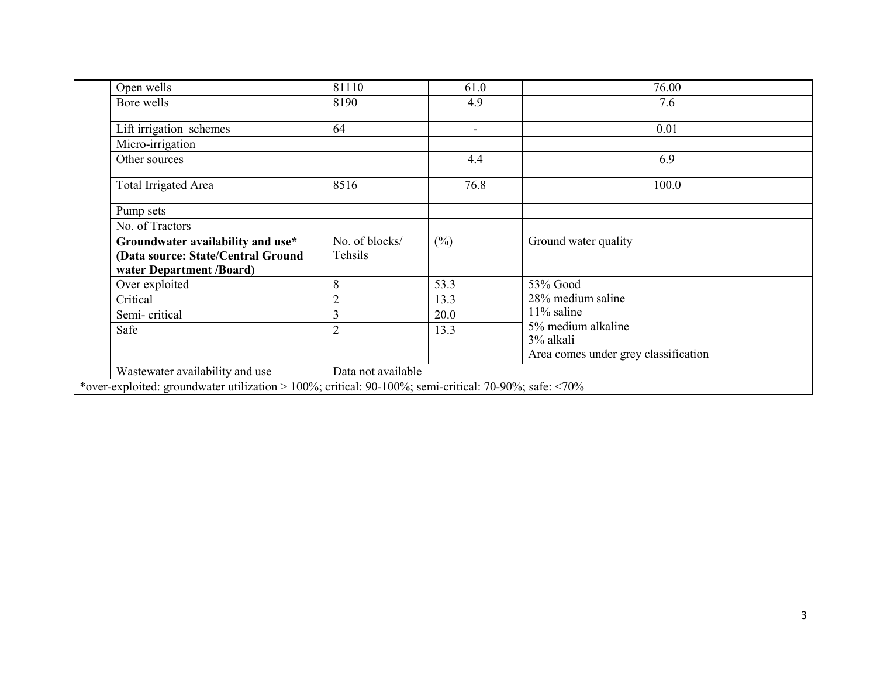| | | | | |
|---|---|---|---|---|
| | Open wells | 81110 | 61.0 | 76.00 |
| | Bore wells | 8190 | 4.9 | 7.6 |
| | Lift irrigation schemes | 64 | - | 0.01 |
| | Micro-irrigation | | | |
| | Other sources | | 4.4 | 6.9 |
| | Total Irrigated Area | 8516 | 76.8 | 100.0 |
| | Pump sets | | | |
| | No. of Tractors | | | |
| | **Groundwater availability and use* (Data source: State/Central Ground water Department /Board)** | No. of blocks/ Tehsils | (%) | Ground water quality |
| | Over exploited | 8 | 53.3 | 53% Good<br>28% medium saline<br>11% saline<br>5% medium alkaline<br>3% alkali<br>Area comes under grey classification |
| | Critical | 2 | 13.3 | |
| | Semi- critical | 3 | 20.0 | |
| | Safe | 2 | 13.3 | |
| | Wastewater availability and use | Data not available | | |

*over-exploited: groundwater utilization > 100%; critical: 90-100%; semi-critical: 70-90%; safe: <70%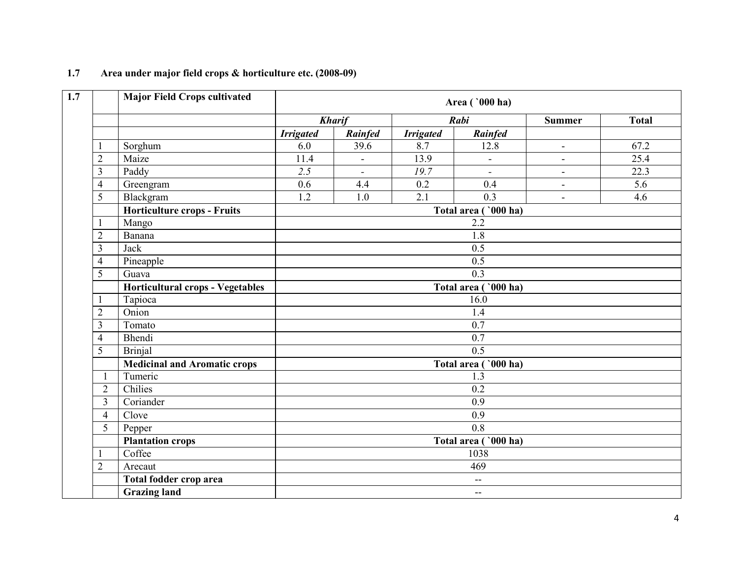## 1.7 Area under major field crops & horticulture etc. (2008-09)

| 1.7 | | Major Field Crops cultivated | Area ( `000 ha) | | | | | |
|---|---|---|---|---|---|---|---|---|
| | | | *Kharif* | | *Rabi* | | Summer | Total |
| | | | *Irrigated* | *Rainfed* | *Irrigated* | *Rainfed* | | |
| | 1 | Sorghum | 6.0 | 39.6 | 8.7 | 12.8 | - | 67.2 |
| | 2 | Maize | 11.4 | - | 13.9 | - | - | 25.4 |
| | 3 | Paddy | *2.5* | - | *19.7* | - | - | 22.3 |
| | 4 | Greengram | 0.6 | 4.4 | 0.2 | 0.4 | - | 5.6 |
| | 5 | Blackgram | 1.2 | 1.0 | 2.1 | 0.3 | - | 4.6 |
| | | **Horticulture crops - Fruits** | **Total area ( `000 ha)** | | | | | |
| | 1 | Mango | 2.2 | | | | | |
| | 2 | Banana | 1.8 | | | | | |
| | 3 | Jack | 0.5 | | | | | |
| | 4 | Pineapple | 0.5 | | | | | |
| | 5 | Guava | 0.3 | | | | | |
| | | **Horticultural crops - Vegetables** | **Total area ( `000 ha)** | | | | | |
| | 1 | Tapioca | 16.0 | | | | | |
| | 2 | Onion | 1.4 | | | | | |
| | 3 | Tomato | 0.7 | | | | | |
| | 4 | Bhendi | 0.7 | | | | | |
| | 5 | Brinjal | 0.5 | | | | | |
| | | **Medicinal and Aromatic crops** | **Total area ( `000 ha)** | | | | | |
| | 1 | Tumeric | 1.3 | | | | | |
| | 2 | Chilies | 0.2 | | | | | |
| | 3 | Coriander | 0.9 | | | | | |
| | 4 | Clove | 0.9 | | | | | |
| | 5 | Pepper | 0.8 | | | | | |
| | | **Plantation crops** | **Total area ( `000 ha)** | | | | | |
| | 1 | Coffee | 1038 | | | | | |
| | 2 | Arecaut | 469 | | | | | |
| | | **Total fodder crop area** | -- | | | | | |
| | | **Grazing land** | -- | | | | | |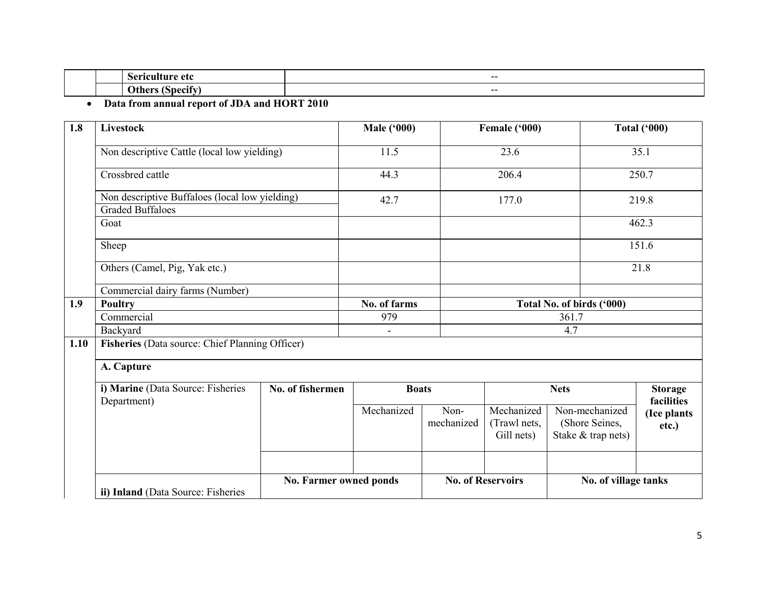| | | | |
|---|---|---|---|
| | | Sericulture etc | -- |
| | | Others (Specify) | -- |

- **Data from annual report of JDA and HORT 2010**

| 1.8 | Livestock | Male ('000) | Female ('000) | Total ('000) |
|---|---|---|---|---|
| | Non descriptive Cattle (local low yielding) | 11.5 | 23.6 | 35.1 |
| | Crossbred cattle | 44.3 | 206.4 | 250.7 |
| | Non descriptive Buffaloes (local low yielding) / Graded Buffaloes | 42.7 | 177.0 | 219.8 |
| | Goat | | | 462.3 |
| | Sheep | | | 151.6 |
| | Others (Camel, Pig, Yak etc.) | | | 21.8 |
| | Commercial dairy farms (Number) | | | |

| 1.9 | Poultry | No. of farms | Total No. of birds ('000) |
|---|---|---|---|
| | Commercial | 979 | 361.7 |
| | Backyard | - | 4.7 |

**1.10 Fisheries** (Data source: Chief Planning Officer)

**A. Capture**

| i) Marine (Data Source: Fisheries Department) | No. of fishermen | Boats | | Nets | | Storage facilities (Ice plants etc.) |
|---|---|---|---|---|---|---|
| | | Mechanized | Non-mechanized | Mechanized (Trawl nets, Gill nets) | Non-mechanized (Shore Seines, Stake & trap nets) | |
| | | | | | | |

| ii) Inland (Data Source: Fisheries | No. Farmer owned ponds | No. of Reservoirs | No. of village tanks |
|---|---|---|---|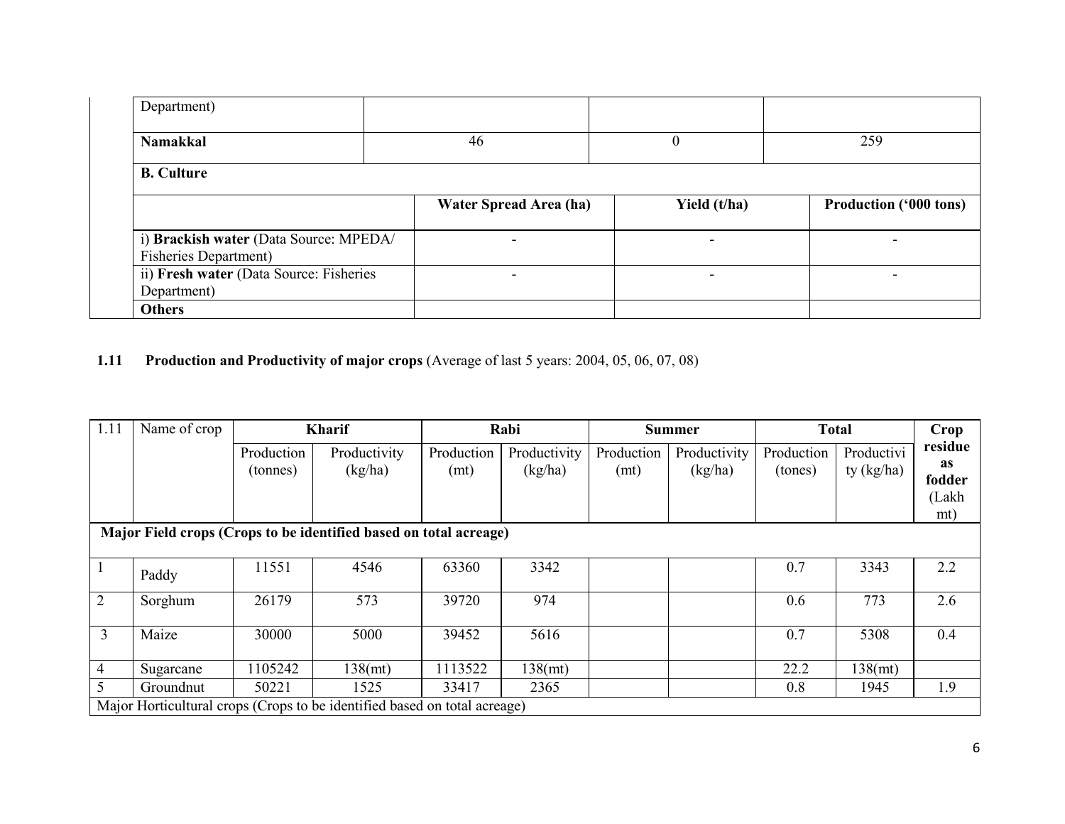| | | | |
|---|---|---|---|
| Department) | | | |
| **Namakkal** | 46 | 0 | 259 |
| **B. Culture** | | | |
| | **Water Spread Area (ha)** | **Yield (t/ha)** | **Production ('000 tons)** |
| i) **Brackish water** (Data Source: MPEDA/ Fisheries Department) | - | - | - |
| ii) **Fresh water** (Data Source: Fisheries Department) | - | - | - |
| **Others** | | | |

**1.11 Production and Productivity of major crops** (Average of last 5 years: 2004, 05, 06, 07, 08)

| 1.11 | Name of crop | **Kharif** | | **Rabi** | | **Summer** | | **Total** | | **Crop residue as fodder (Lakh mt)** |
|---|---|---|---|---|---|---|---|---|---|---|
| | | Production (tonnes) | Productivity (kg/ha) | Production (mt) | Productivity (kg/ha) | Production (mt) | Productivity (kg/ha) | Production (tones) | Productivity (kg/ha) | |
| **Major Field crops (Crops to be identified based on total acreage)** | | | | | | | | | | |
| 1 | Paddy | 11551 | 4546 | 63360 | 3342 | | | 0.7 | 3343 | 2.2 |
| 2 | Sorghum | 26179 | 573 | 39720 | 974 | | | 0.6 | 773 | 2.6 |
| 3 | Maize | 30000 | 5000 | 39452 | 5616 | | | 0.7 | 5308 | 0.4 |
| 4 | Sugarcane | 1105242 | 138(mt) | 1113522 | 138(mt) | | | 22.2 | 138(mt) | |
| 5 | Groundnut | 50221 | 1525 | 33417 | 2365 | | | 0.8 | 1945 | 1.9 |
| Major Horticultural crops (Crops to be identified based on total acreage) | | | | | | | | | | |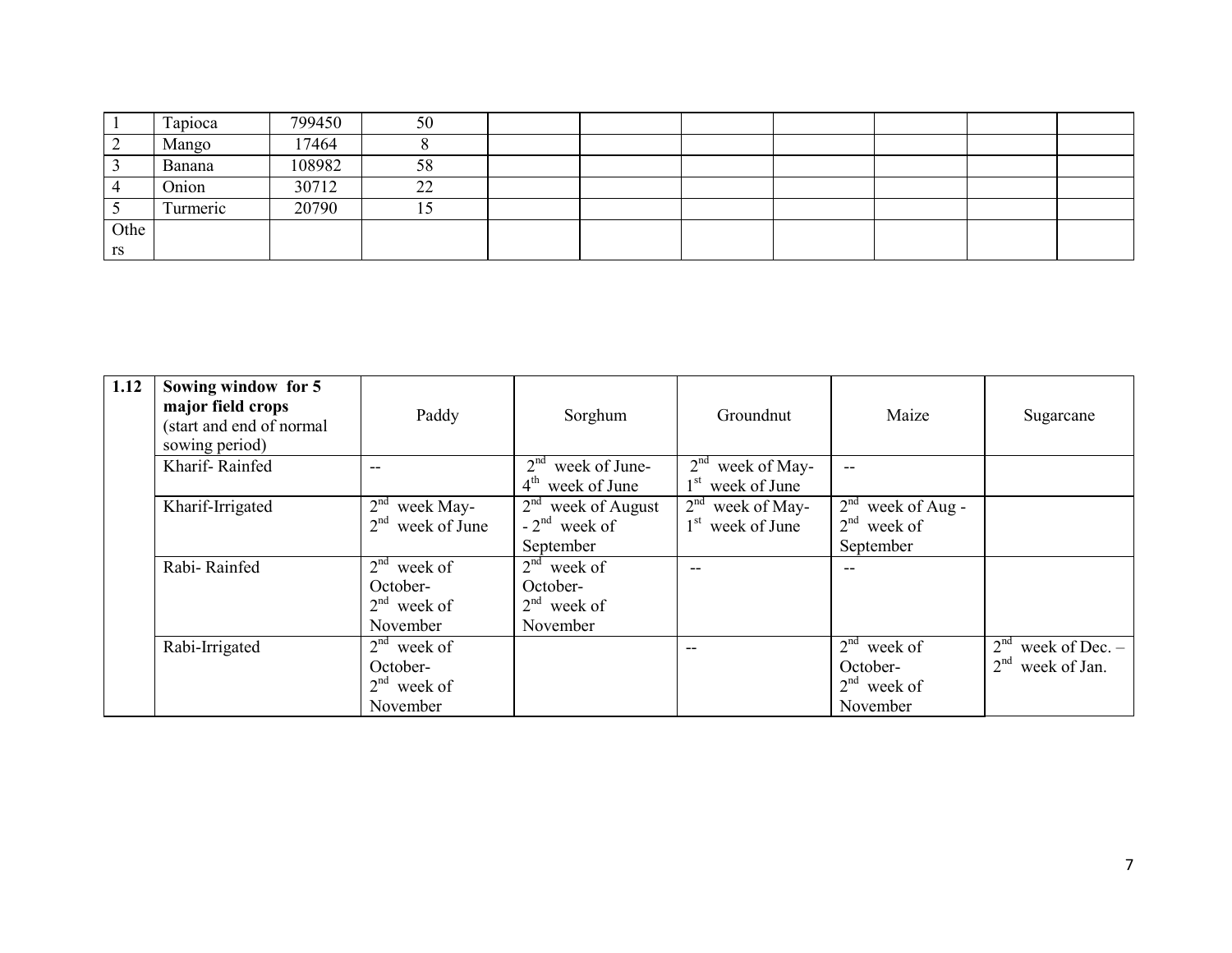| 1 | Tapioca | 799450 | 50 | | | | | | | |
|---|---|---|---|---|---|---|---|---|---|---|
| 2 | Mango | 17464 | 8 | | | | | | | |
| 3 | Banana | 108982 | 58 | | | | | | | |
| 4 | Onion | 30712 | 22 | | | | | | | |
| 5 | Turmeric | 20790 | 15 | | | | | | | |
| Others | | | | | | | | | | |

| 1.12 | **Sowing window for 5 major field crops** (start and end of normal sowing period) | Paddy | Sorghum | Groundnut | Maize | Sugarcane |
|---|---|---|---|---|---|---|
| | Kharif- Rainfed | -- | 2nd week of June- 4th week of June | 2nd week of May- 1st week of June | -- | |
| | Kharif-Irrigated | 2nd week May- 2nd week of June | 2nd week of August - 2nd week of September | 2nd week of May- 1st week of June | 2nd week of Aug - 2nd week of September | |
| | Rabi- Rainfed | 2nd week of October- 2nd week of November | 2nd week of October- 2nd week of November | -- | -- | |
| | Rabi-Irrigated | 2nd week of October- 2nd week of November | | -- | 2nd week of October- 2nd week of November | 2nd week of Dec. – 2nd week of Jan. |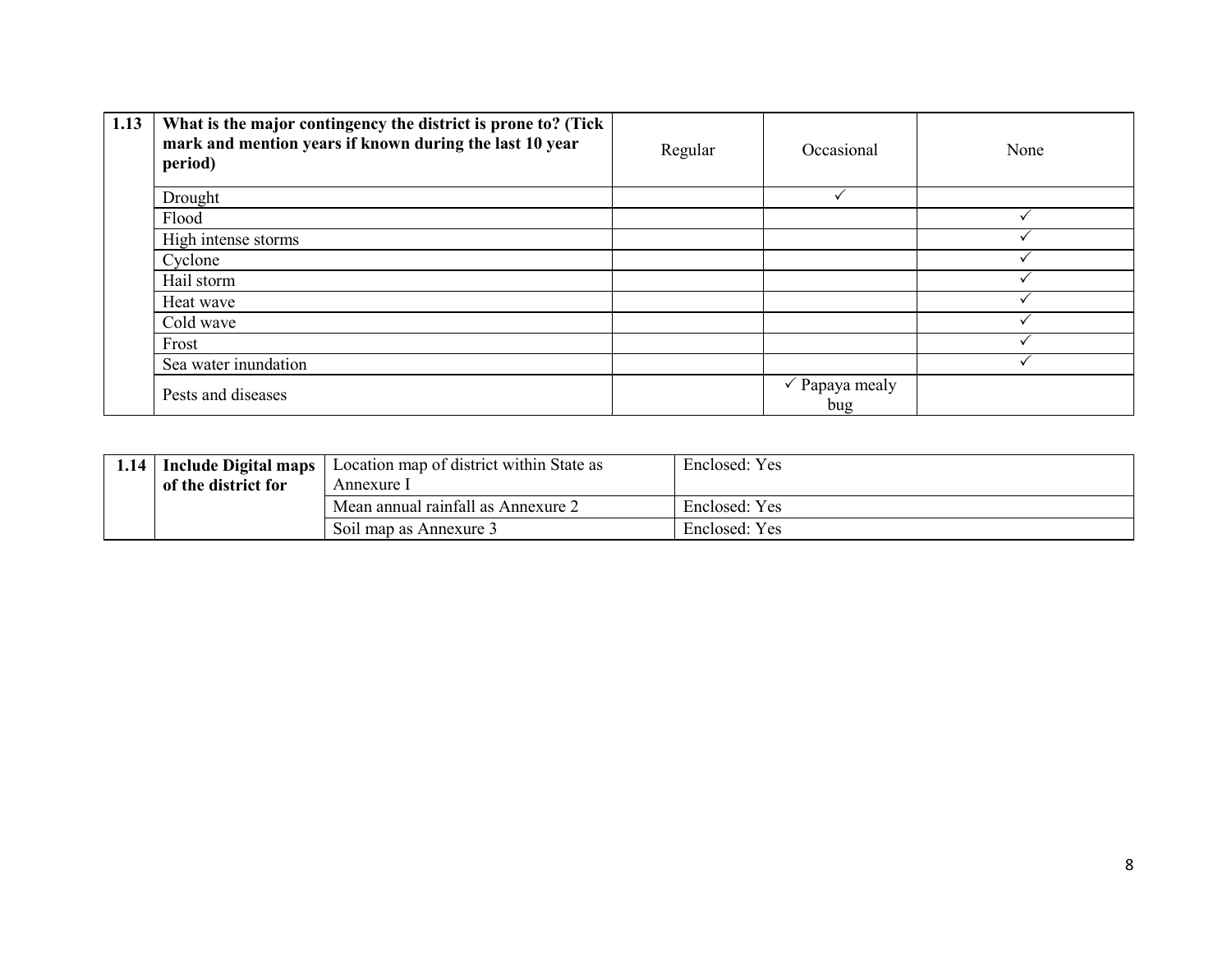| 1.13 | What is the major contingency the district is prone to? (Tick mark and mention years if known during the last 10 year period) | Regular | Occasional | None |
|---|---|---|---|---|
| | Drought | | ✓ | |
| | Flood | | | ✓ |
| | High intense storms | | | ✓ |
| | Cyclone | | | ✓ |
| | Hail storm | | | ✓ |
| | Heat wave | | | ✓ |
| | Cold wave | | | ✓ |
| | Frost | | | ✓ |
| | Sea water inundation | | | ✓ |
| | Pests and diseases | | ✓ Papaya mealy bug | |

| 1.14 | Include Digital maps of the district for | Location map of district within State as Annexure I | Enclosed: Yes |
|---|---|---|---|
| | | Mean annual rainfall as Annexure 2 | Enclosed: Yes |
| | | Soil map as Annexure 3 | Enclosed: Yes |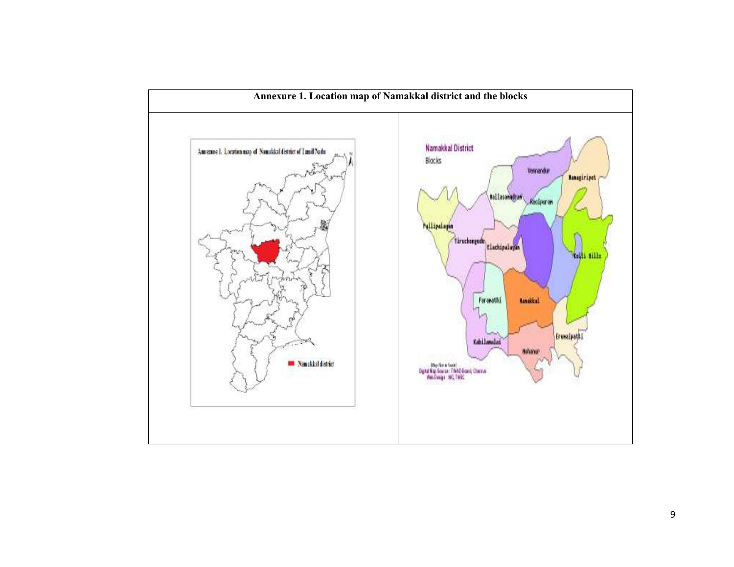**Annexure 1. Location map of Namakkal district and the blocks**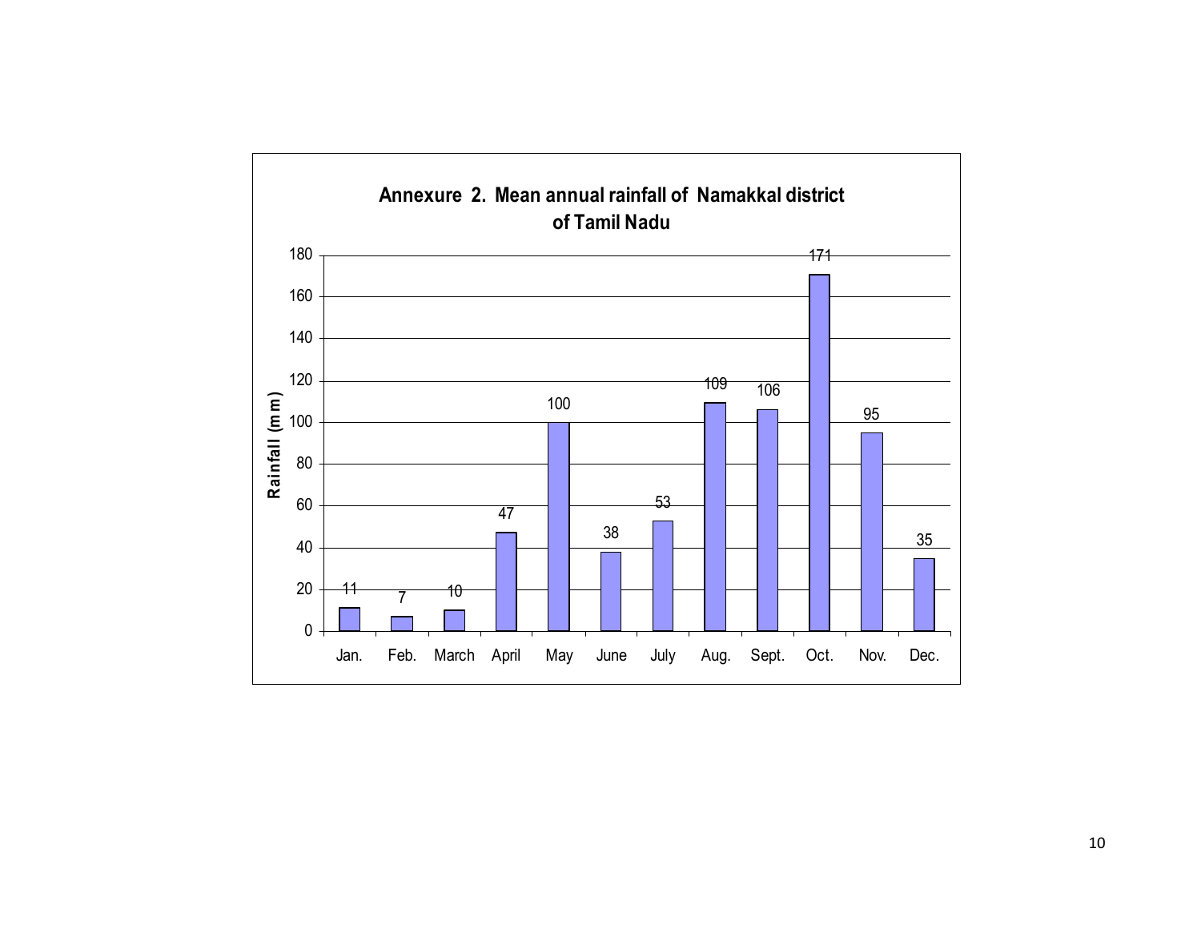**Annexure 2. Mean annual rainfall of Namakkal district of Tamil Nadu**

| Month | Rainfall (mm) |
|---|---|
| Jan. | 11 |
| Feb. | 7 |
| March | 10 |
| April | 47 |
| May | 100 |
| June | 38 |
| July | 53 |
| Aug. | 109 |
| Sept. | 106 |
| Oct. | 171 |
| Nov. | 95 |
| Dec. | 35 |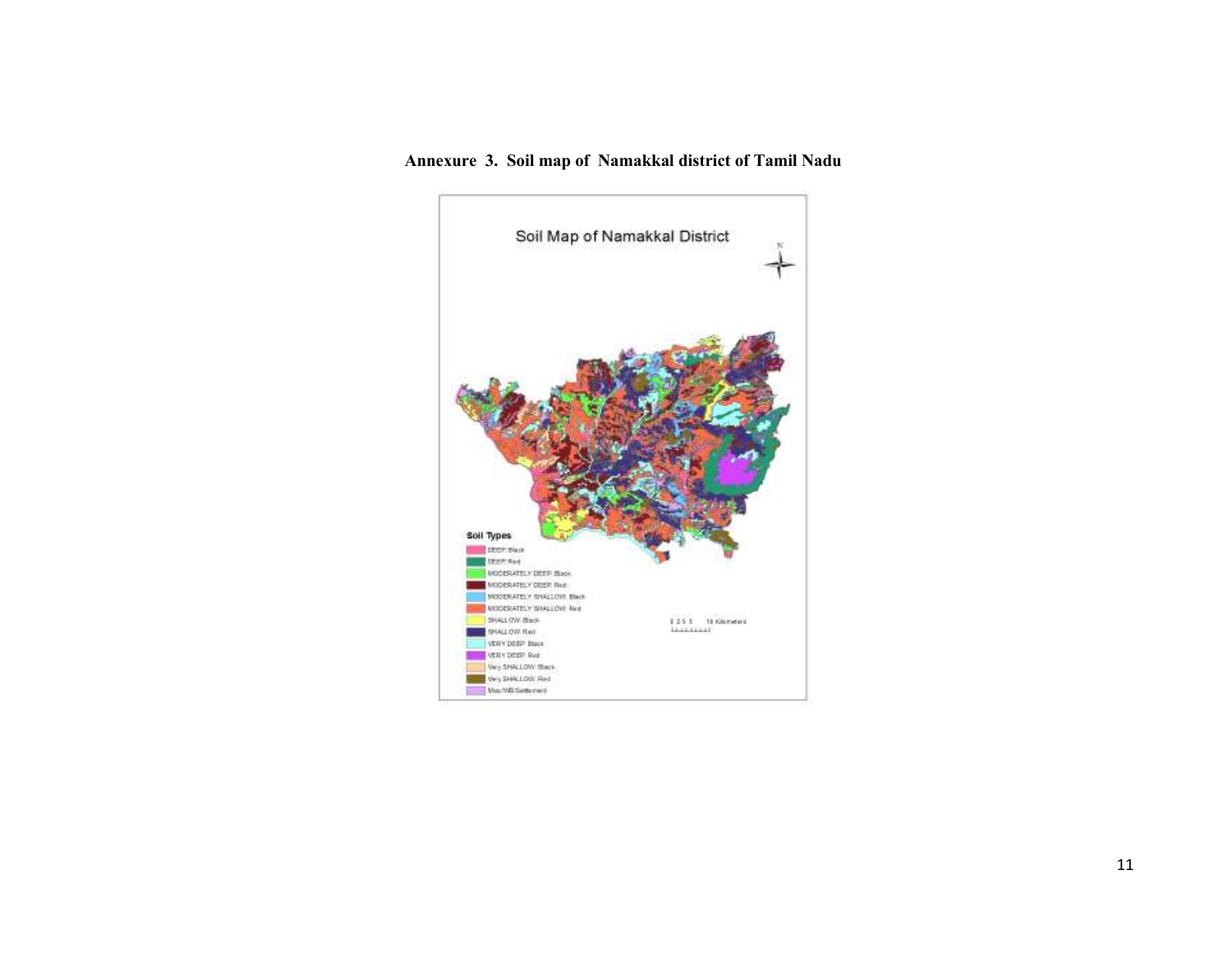**Annexure 3. Soil map of Namakkal district of Tamil Nadu**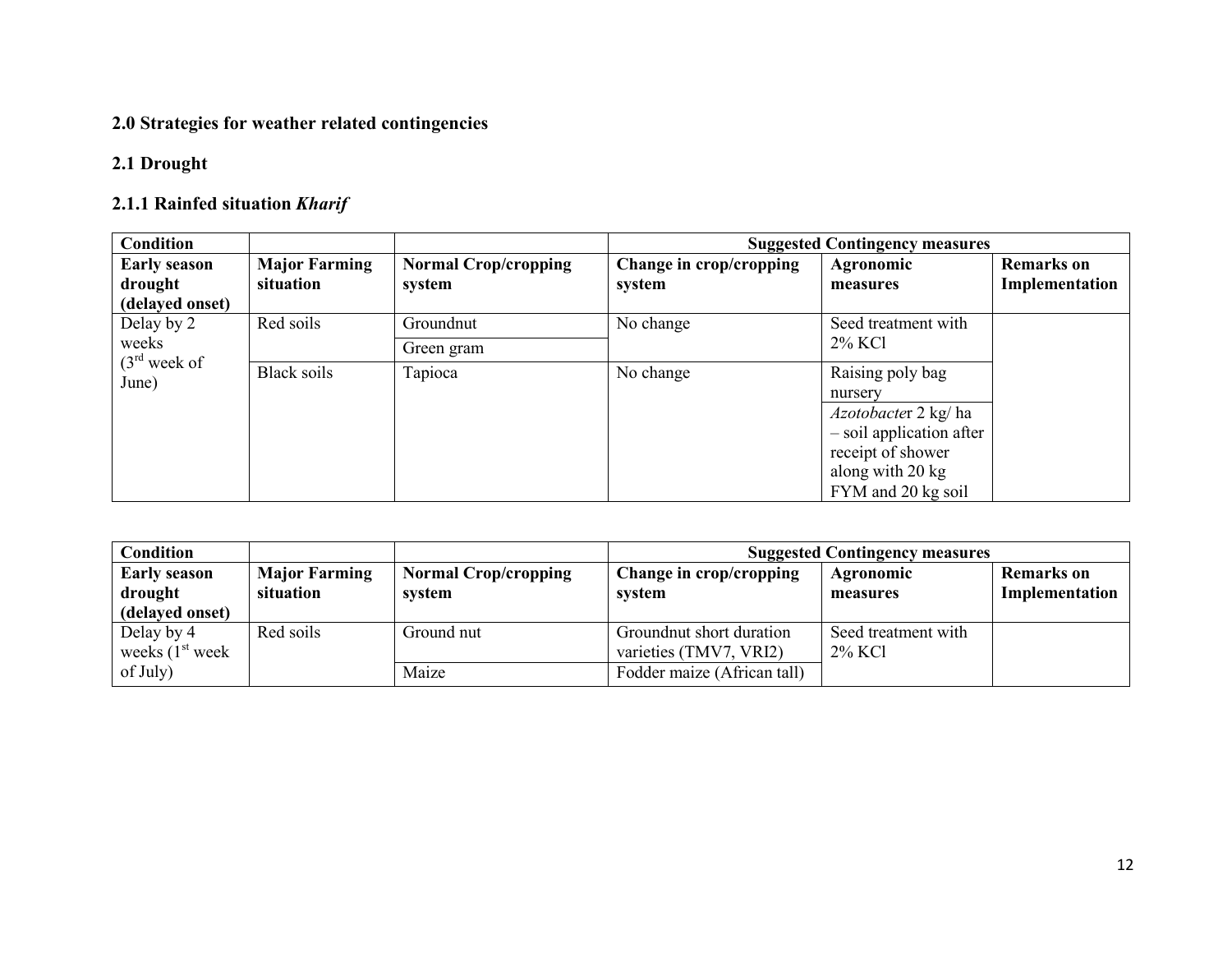## 2.0 Strategies for weather related contingencies

### 2.1 Drought

#### 2.1.1 Rainfed situation *Kharif*

| **Condition** | | | **Suggested Contingency measures** | | |
|---|---|---|---|---|---|
| **Early season drought (delayed onset)** | **Major Farming situation** | **Normal Crop/cropping system** | **Change in crop/cropping system** | **Agronomic measures** | **Remarks on Implementation** |
| Delay by 2 weeks (3rd week of June) | Red soils | Groundnut | No change | Seed treatment with 2% KCl | |
| | | Green gram | | | |
| | Black soils | Tapioca | No change | Raising poly bag nursery | |
| | | | | *Azotobacte*r 2 kg/ ha – soil application after receipt of shower along with 20 kg FYM and 20 kg soil | |

| **Condition** | | | **Suggested Contingency measures** | | |
|---|---|---|---|---|---|
| **Early season drought (delayed onset)** | **Major Farming situation** | **Normal Crop/cropping system** | **Change in crop/cropping system** | **Agronomic measures** | **Remarks on Implementation** |
| Delay by 4 weeks (1st week of July) | Red soils | Ground nut | Groundnut short duration varieties (TMV7, VRI2) | Seed treatment with 2% KCl | |
| | | Maize | Fodder maize (African tall) | | |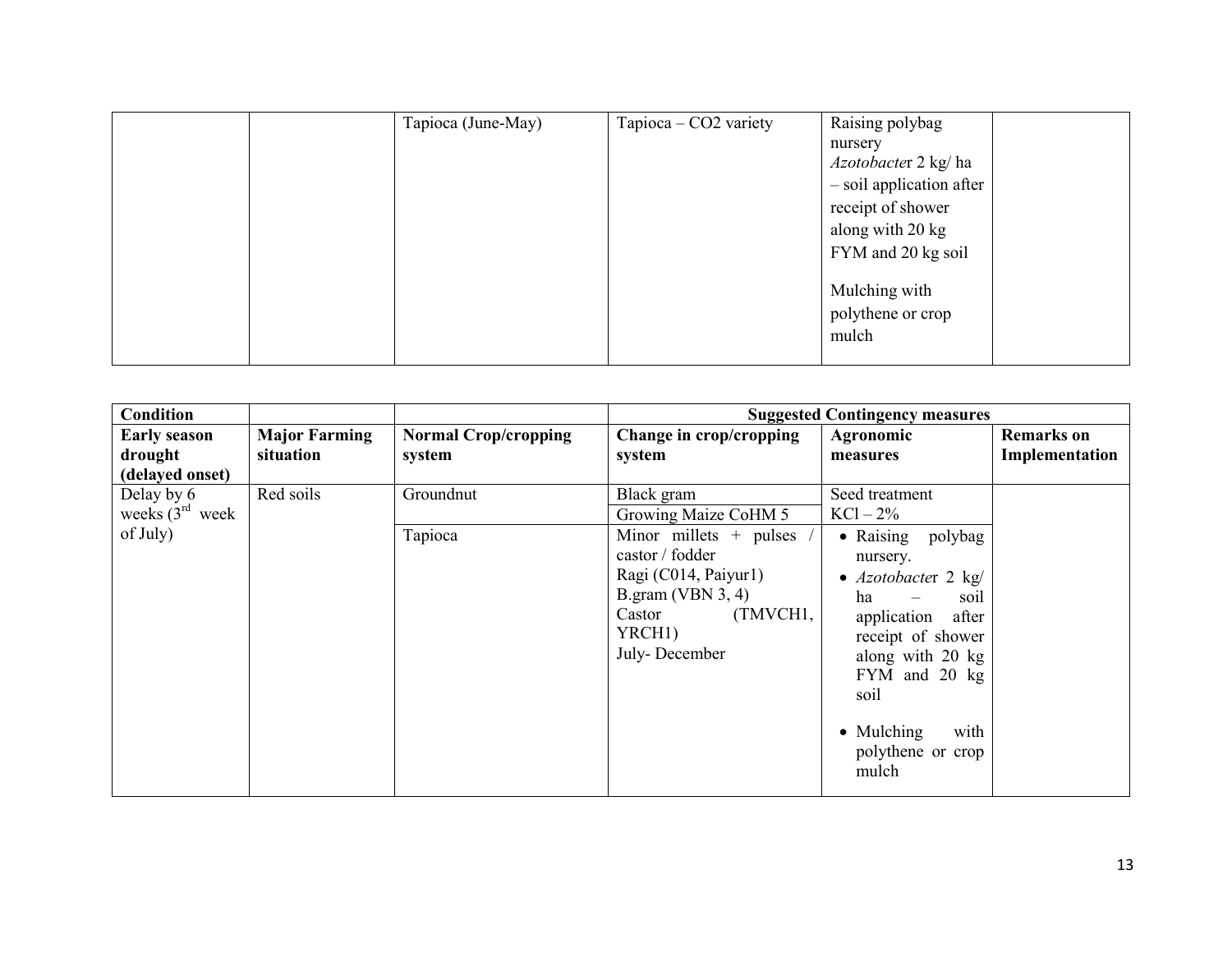|  |  | Tapioca (June-May) | Tapioca – CO2 variety | Raising polybag nursery<br>*Azotobacte*r 2 kg/ ha – soil application after receipt of shower along with 20 kg FYM and 20 kg soil<br><br>Mulching with polythene or crop mulch |  |
|---|---|---|---|---|---|

| Condition |  |  | Suggested Contingency measures |  |  |
|---|---|---|---|---|---|
| **Early season drought (delayed onset)** | **Major Farming situation** | **Normal Crop/cropping system** | **Change in crop/cropping system** | **Agronomic measures** | **Remarks on Implementation** |
| Delay by 6 weeks (3rd week of July) | Red soils | Groundnut | Black gram<br>Growing Maize CoHM 5 | Seed treatment KCl – 2% |  |
|  |  | Tapioca | Minor millets + pulses / castor / fodder<br>Ragi (C014, Paiyur1)<br>B.gram (VBN 3, 4)<br>Castor (TMVCH1, YRCH1)<br>July- December | • Raising polybag nursery.<br>• *Azotobacte*r 2 kg/ ha – soil application after receipt of shower along with 20 kg FYM and 20 kg soil<br>• Mulching with polythene or crop mulch |  |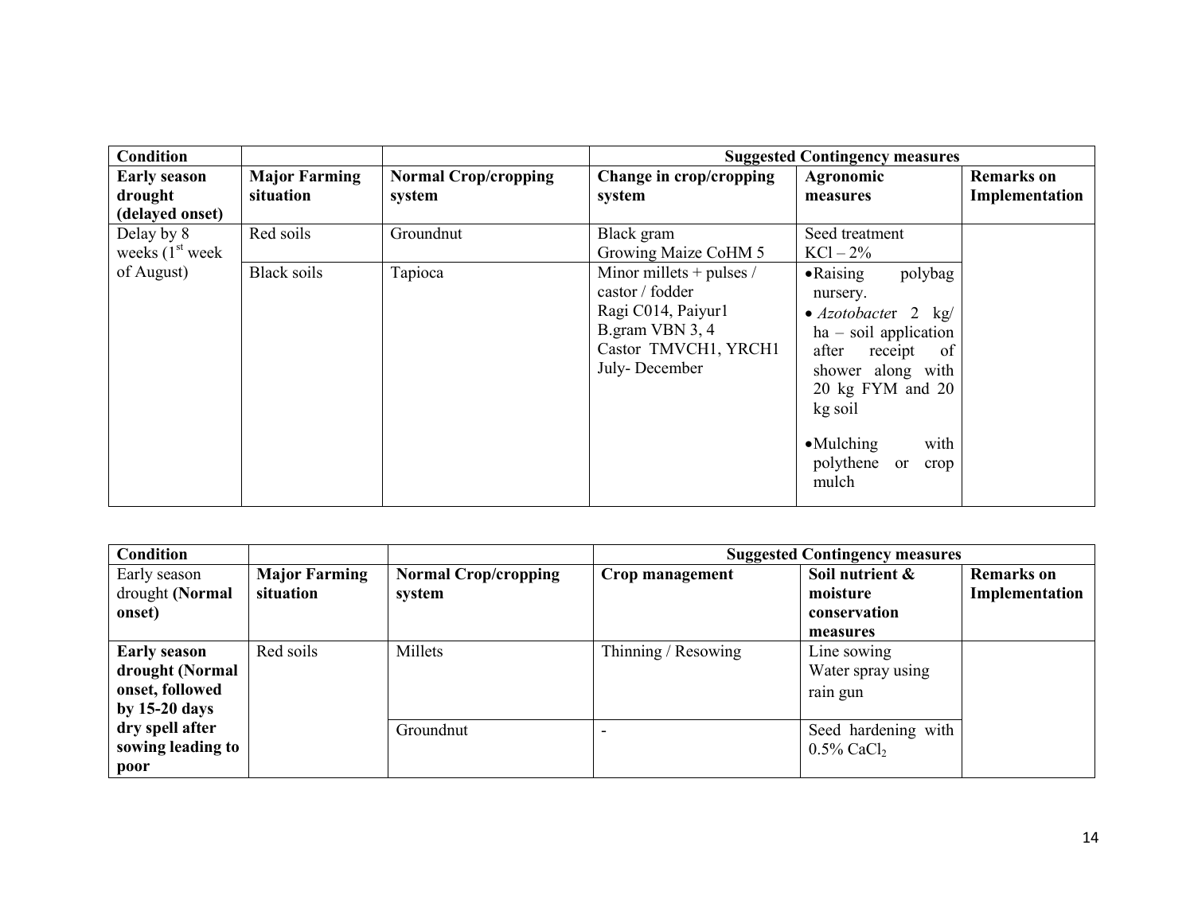| **Condition** | | | **Suggested Contingency measures** | | |
|---|---|---|---|---|---|
| **Early season drought (delayed onset)** | **Major Farming situation** | **Normal Crop/cropping system** | **Change in crop/cropping system** | **Agronomic measures** | **Remarks on Implementation** |
| Delay by 8 weeks (1st week of August) | Red soils | Groundnut | Black gram<br>Growing Maize CoHM 5 | Seed treatment<br>KCl – 2% | |
| | Black soils | Tapioca | Minor millets + pulses / castor / fodder<br>Ragi C014, Paiyur1<br>B.gram VBN 3, 4<br>Castor TMVCH1, YRCH1<br>July- December | • Raising polybag nursery.<br>• *Azotobacte*r 2 kg/ ha – soil application after receipt of shower along with 20 kg FYM and 20 kg soil<br>• Mulching with polythene or crop mulch | |

| **Condition** | | | **Suggested Contingency measures** | | |
|---|---|---|---|---|---|
| Early season drought **(Normal onset)** | **Major Farming situation** | **Normal Crop/cropping system** | **Crop management** | **Soil nutrient & moisture conservation measures** | **Remarks on Implementation** |
| **Early season drought (Normal onset, followed by 15-20 days dry spell after sowing leading to poor** | Red soils | Millets | Thinning / Resowing | Line sowing<br>Water spray using rain gun | |
| | | Groundnut | - | Seed hardening with 0.5% $CaCl_2$ | |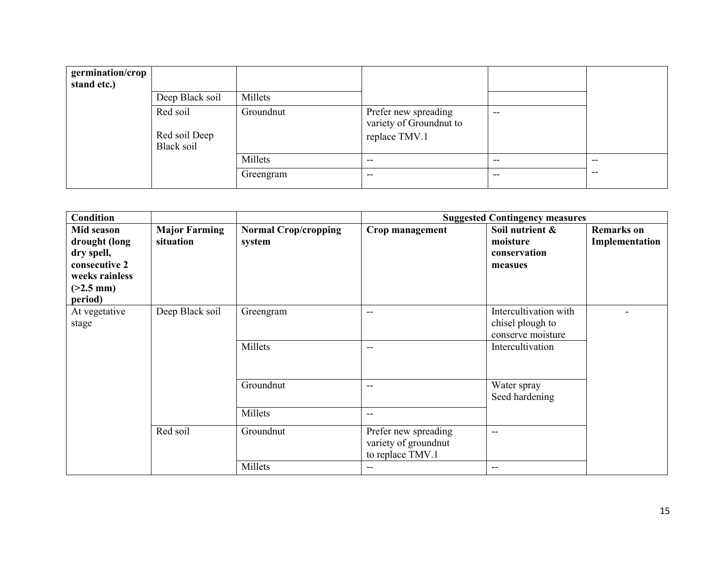| germination/crop stand etc.) | | | | | |
|---|---|---|---|---|---|
| | Deep Black soil | Millets | | | |
| | Red soil<br><br>Red soil Deep Black soil | Groundnut | Prefer new spreading variety of Groundnut to replace TMV.1 | -- | |
| | | Millets | -- | -- | -- |
| | | Greengram | -- | -- | -- |

| Condition | | | Suggested Contingency measures | | |
|---|---|---|---|---|---|
| **Mid season drought (long dry spell, consecutive 2 weeks rainless (>2.5 mm) period)** | **Major Farming situation** | **Normal Crop/cropping system** | **Crop management** | **Soil nutrient & moisture conservation measues** | **Remarks on Implementation** |
| At vegetative stage | Deep Black soil | Greengram | -- | Intercultivation with chisel plough to conserve moisture | - |
| | | Millets | -- | Intercultivation | |
| | | Groundnut | -- | Water spray<br>Seed hardening | |
| | | Millets | -- | | |
| | Red soil | Groundnut | Prefer new spreading variety of groundnut to replace TMV.1 | -- | |
| | | Millets | -- | -- | |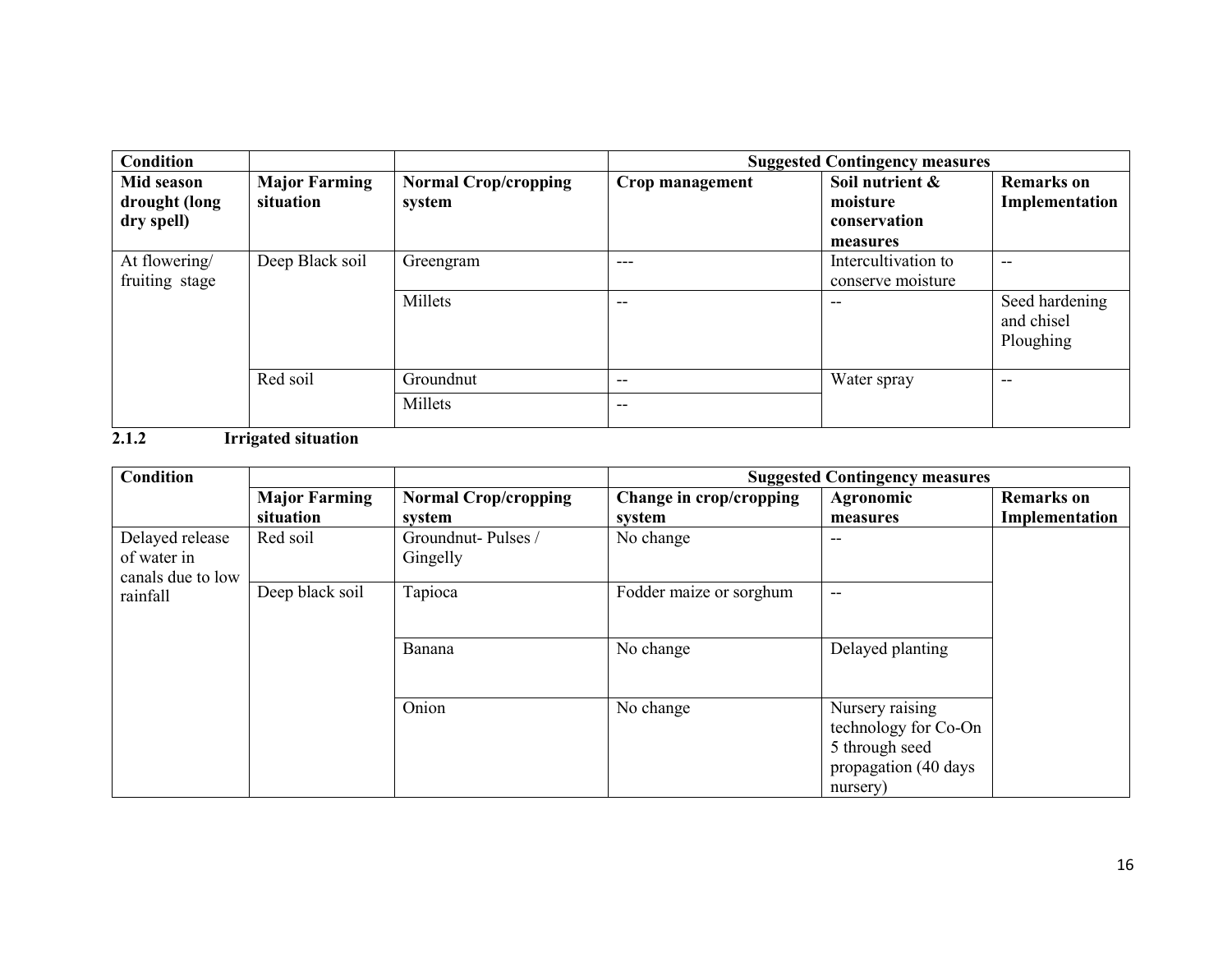| Condition | | | Suggested Contingency measures | | |
|---|---|---|---|---|---|
| **Mid season drought (long dry spell)** | **Major Farming situation** | **Normal Crop/cropping system** | **Crop management** | **Soil nutrient & moisture conservation measures** | **Remarks on Implementation** |
| At flowering/ fruiting stage | Deep Black soil | Greengram | --- | Intercultivation to conserve moisture | -- |
| | | Millets | -- | -- | Seed hardening and chisel Ploughing |
| | Red soil | Groundnut | -- | Water spray | -- |
| | | Millets | -- | | |

### 2.1.2 Irrigated situation

| Condition | | | Suggested Contingency measures | | |
|---|---|---|---|---|---|
| | **Major Farming situation** | **Normal Crop/cropping system** | **Change in crop/cropping system** | **Agronomic measures** | **Remarks on Implementation** |
| Delayed release of water in canals due to low rainfall | Red soil | Groundnut- Pulses / Gingelly | No change | -- | |
| | Deep black soil | Tapioca | Fodder maize or sorghum | -- | |
| | | Banana | No change | Delayed planting | |
| | | Onion | No change | Nursery raising technology for Co-On 5 through seed propagation (40 days nursery) | |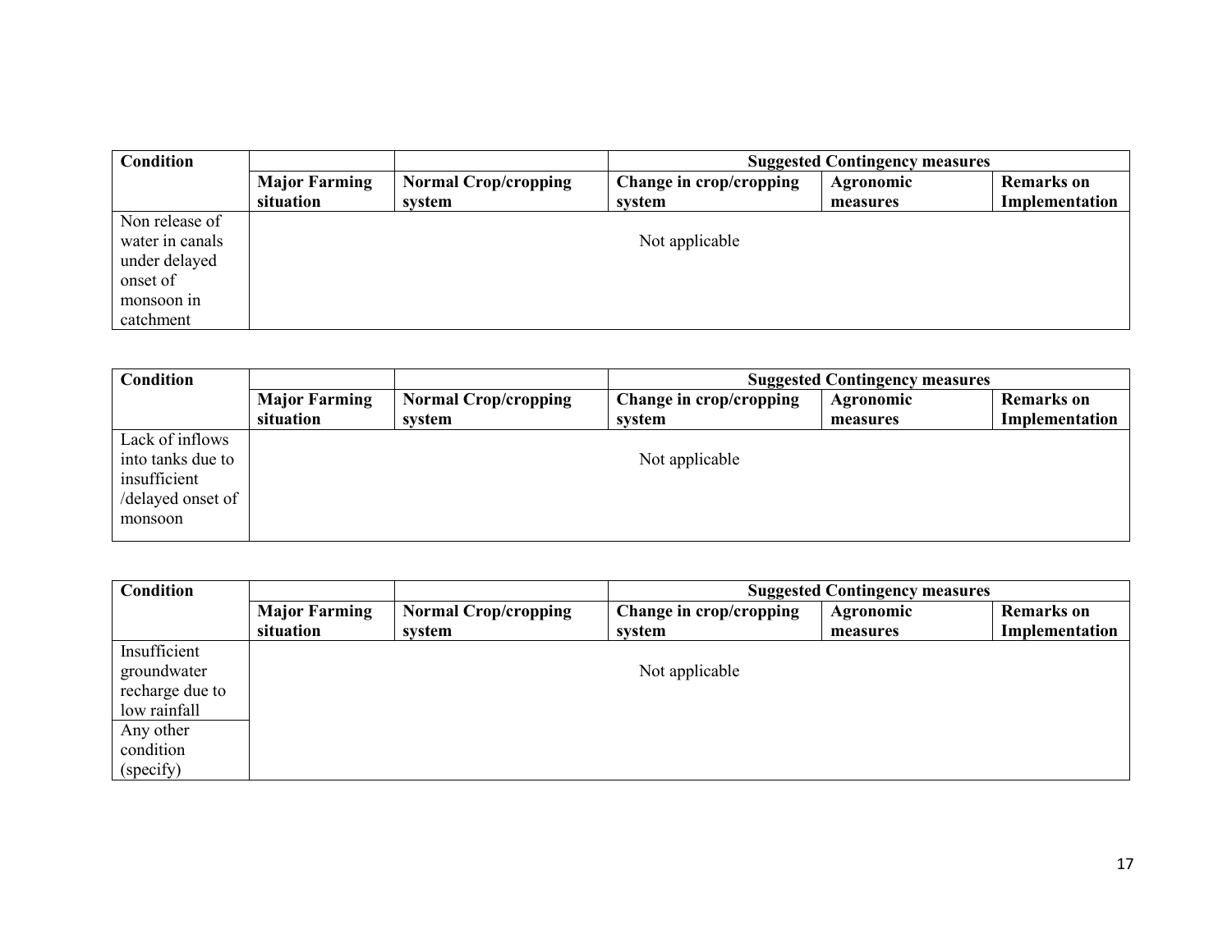| Condition | | | Suggested Contingency measures | | |
|---|---|---|---|---|---|
| | Major Farming situation | Normal Crop/cropping system | Change in crop/cropping system | Agronomic measures | Remarks on Implementation |
| Non release of water in canals under delayed onset of monsoon in catchment | Not applicable | | | | |

| Condition | | | Suggested Contingency measures | | |
|---|---|---|---|---|---|
| | Major Farming situation | Normal Crop/cropping system | Change in crop/cropping system | Agronomic measures | Remarks on Implementation |
| Lack of inflows into tanks due to insufficient /delayed onset of monsoon | Not applicable | | | | |

| Condition | | | Suggested Contingency measures | | |
|---|---|---|---|---|---|
| | Major Farming situation | Normal Crop/cropping system | Change in crop/cropping system | Agronomic measures | Remarks on Implementation |
| Insufficient groundwater recharge due to low rainfall | Not applicable | | | | |
| Any other condition (specify) | | | | | |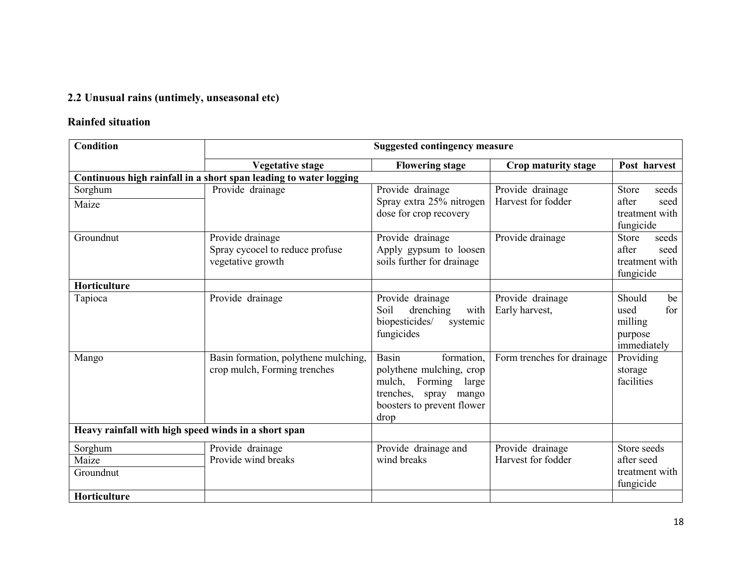## 2.2 Unusual rains (untimely, unseasonal etc)

### Rainfed situation

| Condition | Suggested contingency measure | | | |
|---|---|---|---|---|
| | Vegetative stage | Flowering stage | Crop maturity stage | Post harvest |
| **Continuous high rainfall in a short span leading to water logging** | | | | |
| Sorghum | Provide drainage | Provide drainage<br>Spray extra 25% nitrogen dose for crop recovery | Provide drainage<br>Harvest for fodder | Store seeds after seed treatment with fungicide |
| Maize | | | | |
| Groundnut | Provide drainage<br>Spray cycocel to reduce profuse vegetative growth | Provide drainage<br>Apply gypsum to loosen soils further for drainage | Provide drainage | Store seeds after seed treatment with fungicide |
| **Horticulture** | | | | |
| Tapioca | Provide drainage | Provide drainage<br>Soil drenching with biopesticides/ systemic fungicides | Provide drainage<br>Early harvest, | Should be used for milling purpose immediately |
| Mango | Basin formation, polythene mulching, crop mulch, Forming trenches | Basin formation, polythene mulching, crop mulch, Forming large trenches, spray mango boosters to prevent flower drop | Form trenches for drainage | Providing storage facilities |
| **Heavy rainfall with high speed winds in a short span** | | | | |
| Sorghum | Provide drainage<br>Provide wind breaks | Provide drainage and wind breaks | Provide drainage<br>Harvest for fodder | Store seeds after seed treatment with fungicide |
| Maize | | | | |
| Groundnut | | | | |
| **Horticulture** | | | | |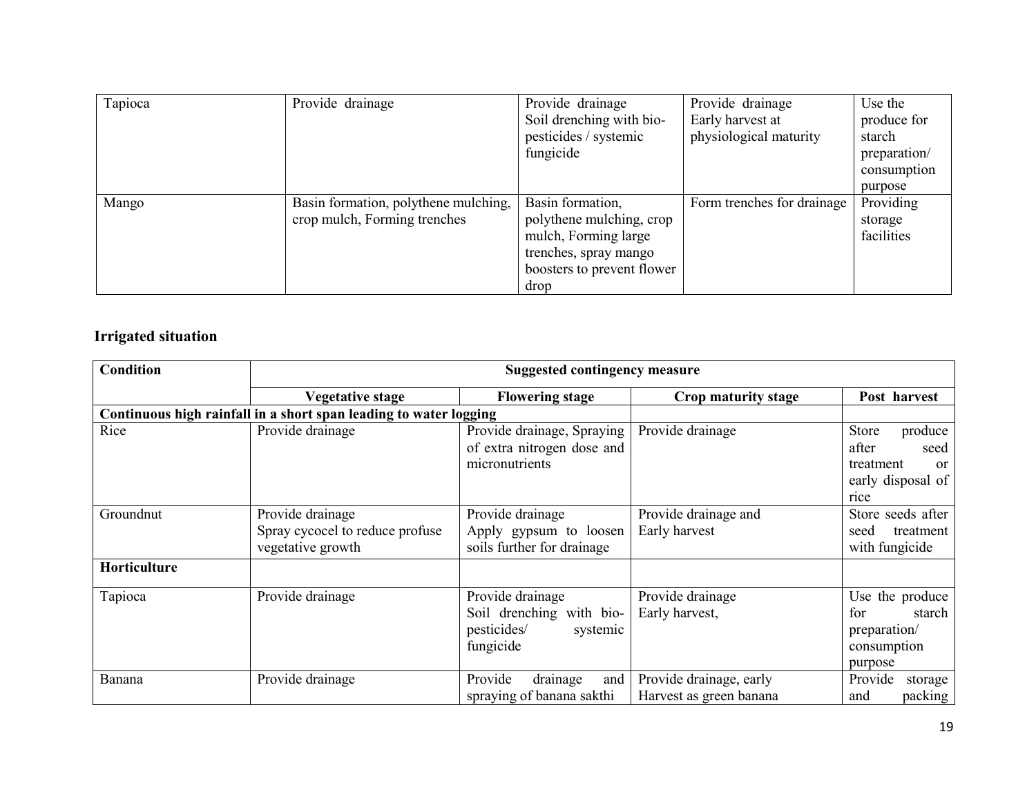| Tapioca | Provide drainage | Provide drainage<br>Soil drenching with bio-pesticides / systemic fungicide | Provide drainage<br>Early harvest at physiological maturity | Use the produce for starch preparation/ consumption purpose |
|---|---|---|---|---|
| Mango | Basin formation, polythene mulching, crop mulch, Forming trenches | Basin formation, polythene mulching, crop mulch, Forming large trenches, spray mango boosters to prevent flower drop | Form trenches for drainage | Providing storage facilities |

## Irrigated situation

| Condition | Suggested contingency measure | | | |
|---|---|---|---|---|
| | **Vegetative stage** | **Flowering stage** | **Crop maturity stage** | **Post harvest** |
| **Continuous high rainfall in a short span leading to water logging** | | | | |
| Rice | Provide drainage | Provide drainage, Spraying of extra nitrogen dose and micronutrients | Provide drainage | Store produce after seed treatment or early disposal of rice |
| Groundnut | Provide drainage<br>Spray cycocel to reduce profuse vegetative growth | Provide drainage<br>Apply gypsum to loosen soils further for drainage | Provide drainage and Early harvest | Store seeds after seed treatment with fungicide |
| **Horticulture** | | | | |
| Tapioca | Provide drainage | Provide drainage<br>Soil drenching with bio-pesticides/ systemic fungicide | Provide drainage<br>Early harvest, | Use the produce for starch preparation/ consumption purpose |
| Banana | Provide drainage | Provide drainage and spraying of banana sakthi | Provide drainage, early Harvest as green banana | Provide storage and packing |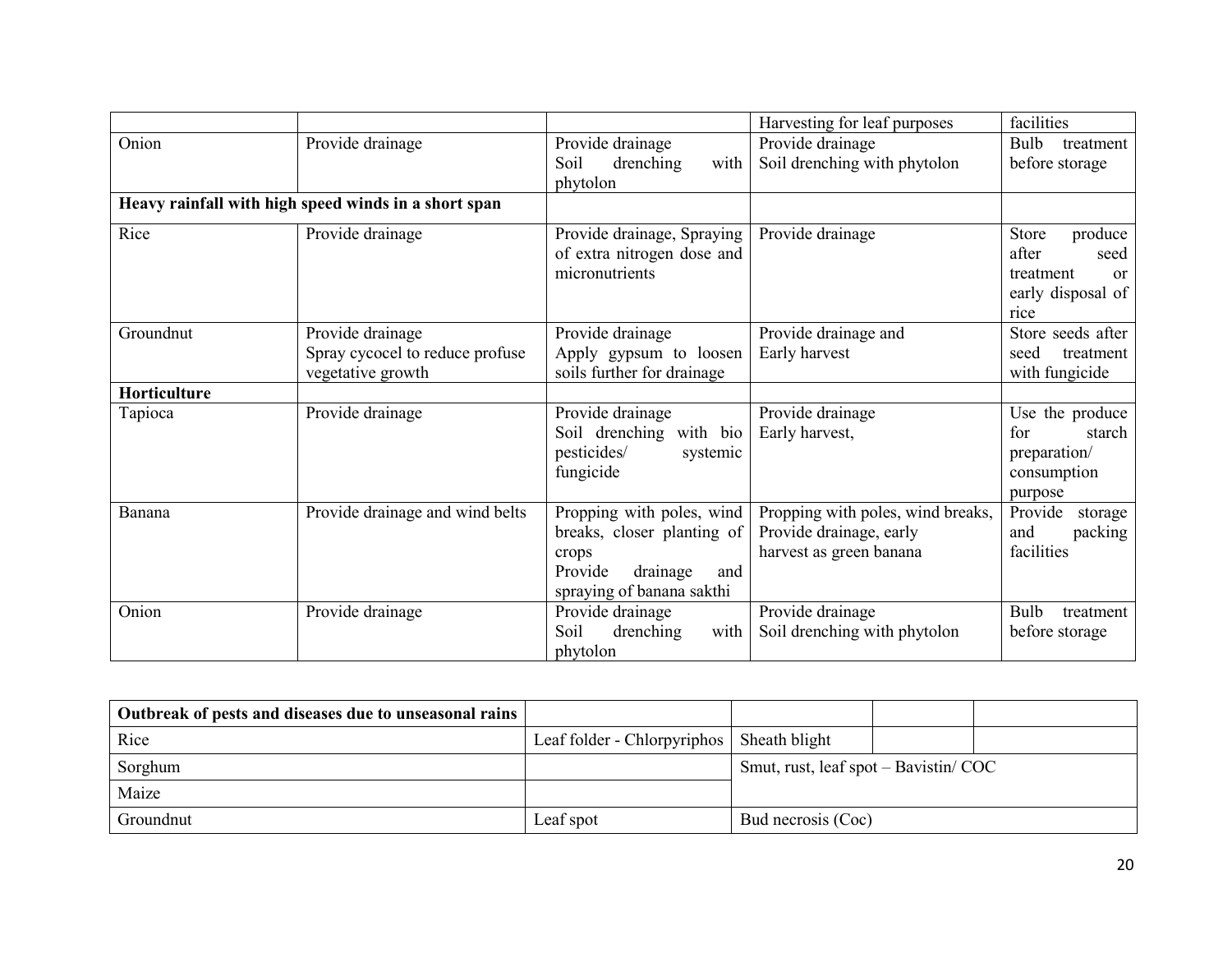|  |  |  | Harvesting for leaf purposes | facilities |
|---|---|---|---|---|
| Onion | Provide drainage | Provide drainage<br>Soil drenching with phytolon | Provide drainage<br>Soil drenching with phytolon | Bulb treatment before storage |
| **Heavy rainfall with high speed winds in a short span** |  |  |  |  |
| Rice | Provide drainage | Provide drainage, Spraying of extra nitrogen dose and micronutrients | Provide drainage | Store produce after seed treatment or early disposal of rice |
| Groundnut | Provide drainage<br>Spray cycocel to reduce profuse vegetative growth | Provide drainage<br>Apply gypsum to loosen soils further for drainage | Provide drainage and<br>Early harvest | Store seeds after seed treatment with fungicide |
| **Horticulture** |  |  |  |  |
| Tapioca | Provide drainage | Provide drainage<br>Soil drenching with bio pesticides/ systemic fungicide | Provide drainage<br>Early harvest, | Use the produce for starch preparation/ consumption purpose |
| Banana | Provide drainage and wind belts | Propping with poles, wind breaks, closer planting of crops<br>Provide drainage and spraying of banana sakthi | Propping with poles, wind breaks, Provide drainage, early harvest as green banana | Provide storage and packing facilities |
| Onion | Provide drainage | Provide drainage<br>Soil drenching with phytolon | Provide drainage<br>Soil drenching with phytolon | Bulb treatment before storage |

| **Outbreak of pests and diseases due to unseasonal rains** |  |  |  |  |
|---|---|---|---|---|
| Rice | Leaf folder - Chlorpyriphos | Sheath blight |  |  |
| Sorghum |  | Smut, rust, leaf spot – Bavistin/ COC |  |  |
| Maize |  |  |  |  |
| Groundnut | Leaf spot | Bud necrosis (Coc) |  |  |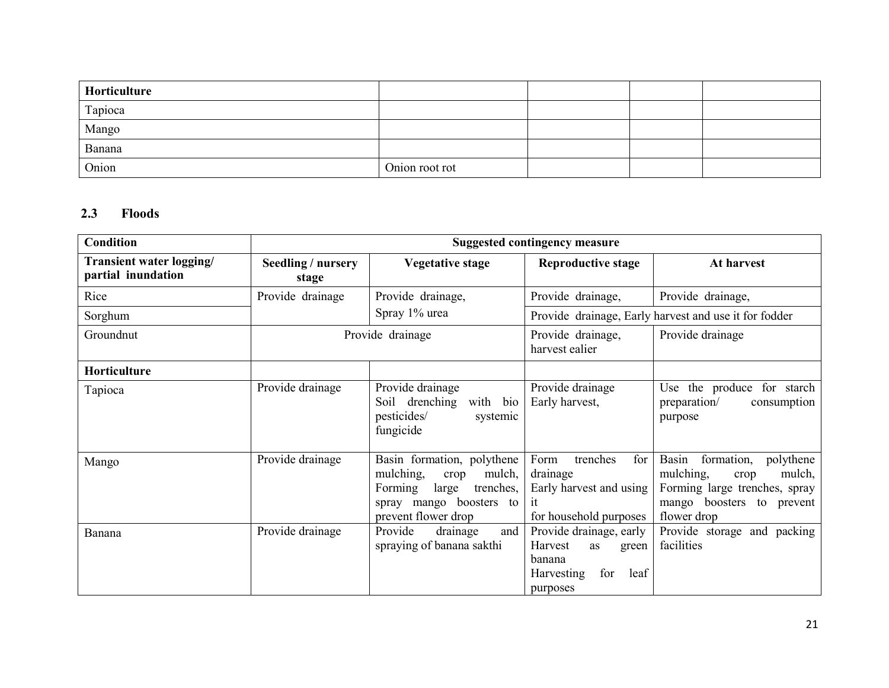| Horticulture | | | | |
|---|---|---|---|---|
| Tapioca | | | | |
| Mango | | | | |
| Banana | | | | |
| Onion | Onion root rot | | | |

## 2.3 Floods

| Condition | Suggested contingency measure | | | |
|---|---|---|---|---|
| **Transient water logging/ partial inundation** | **Seedling / nursery stage** | **Vegetative stage** | **Reproductive stage** | **At harvest** |
| Rice | Provide drainage | Provide drainage, Spray 1% urea | Provide drainage, | Provide drainage, |
| Sorghum | | | Provide drainage, Early harvest and use it for fodder | |
| Groundnut | Provide drainage | | Provide drainage, harvest ealier | Provide drainage |
| **Horticulture** | | | | |
| Tapioca | Provide drainage | Provide drainage Soil drenching with bio pesticides/ systemic fungicide | Provide drainage Early harvest, | Use the produce for starch preparation/ consumption purpose |
| Mango | Provide drainage | Basin formation, polythene mulching, crop mulch, Forming large trenches, spray mango boosters to prevent flower drop | Form trenches for drainage Early harvest and using it for household purposes | Basin formation, polythene mulching, crop mulch, Forming large trenches, spray mango boosters to prevent flower drop |
| Banana | Provide drainage | Provide drainage and spraying of banana sakthi | Provide drainage, early Harvest as green banana Harvesting for leaf purposes | Provide storage and packing facilities |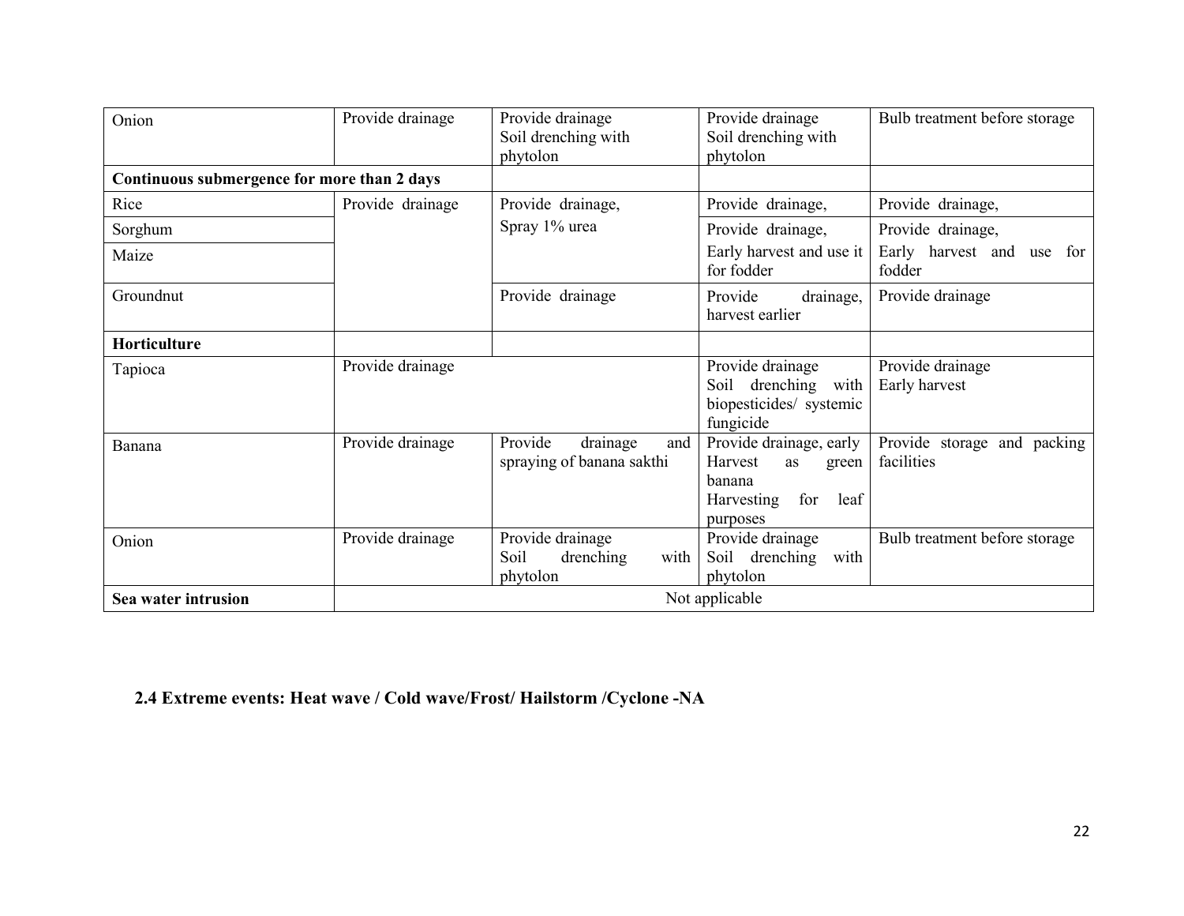| Onion | Provide drainage | Provide drainage<br>Soil drenching with phytolon | Provide drainage<br>Soil drenching with phytolon | Bulb treatment before storage |
|---|---|---|---|---|
| **Continuous submergence for more than 2 days** | | | | |
| Rice | Provide drainage | Provide drainage,<br>Spray 1% urea | Provide drainage, | Provide drainage, |
| Sorghum | | | Provide drainage,<br>Early harvest and use it for fodder | Provide drainage,<br>Early harvest and use for fodder |
| Maize | | | | |
| Groundnut | | Provide drainage | Provide drainage, harvest earlier | Provide drainage |
| **Horticulture** | | | | |
| Tapioca | Provide drainage | | Provide drainage<br>Soil drenching with biopesticides/ systemic fungicide | Provide drainage<br>Early harvest |
| Banana | Provide drainage | Provide drainage and spraying of banana sakthi | Provide drainage, early Harvest as green banana<br>Harvesting for leaf purposes | Provide storage and packing facilities |
| Onion | Provide drainage | Provide drainage<br>Soil drenching with phytolon | Provide drainage<br>Soil drenching with phytolon | Bulb treatment before storage |
| **Sea water intrusion** | Not applicable | | | |

**2.4 Extreme events: Heat wave / Cold wave/Frost/ Hailstorm /Cyclone -NA**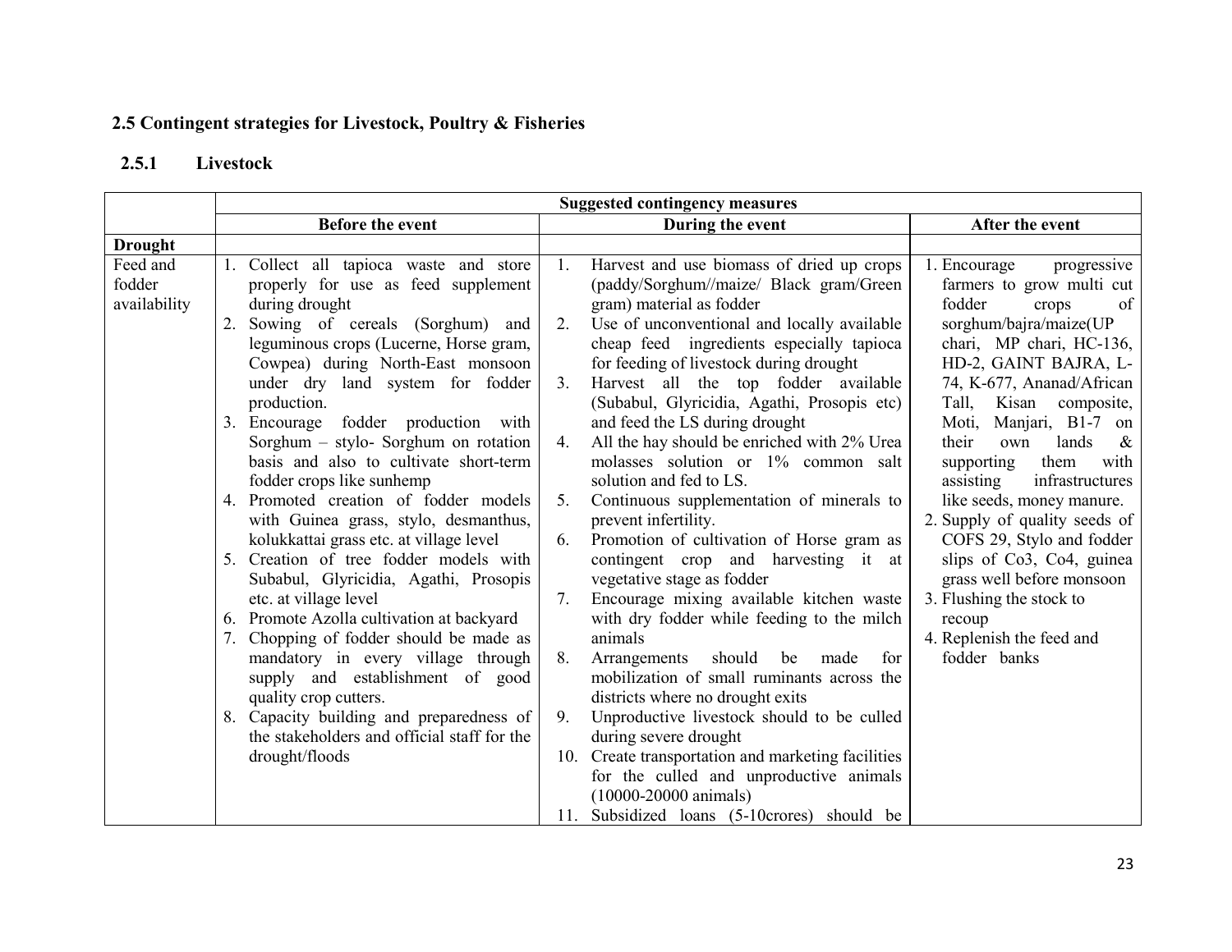## 2.5 Contingent strategies for Livestock, Poultry & Fisheries

### 2.5.1 Livestock

| | Suggested contingency measures | | |
|---|---|---|---|
| | **Before the event** | **During the event** | **After the event** |
| **Drought** | | | |
| Feed and fodder availability | 1. Collect all tapioca waste and store properly for use as feed supplement during drought<br>2. Sowing of cereals (Sorghum) and leguminous crops (Lucerne, Horse gram, Cowpea) during North-East monsoon under dry land system for fodder production.<br>3. Encourage fodder production with Sorghum – stylo- Sorghum on rotation basis and also to cultivate short-term fodder crops like sunhemp<br>4. Promoted creation of fodder models with Guinea grass, stylo, desmanthus, kolukkattai grass etc. at village level<br>5. Creation of tree fodder models with Subabul, Glyricidia, Agathi, Prosopis etc. at village level<br>6. Promote Azolla cultivation at backyard<br>7. Chopping of fodder should be made as mandatory in every village through supply and establishment of good quality crop cutters.<br>8. Capacity building and preparedness of the stakeholders and official staff for the drought/floods | 1. Harvest and use biomass of dried up crops (paddy/Sorghum//maize/ Black gram/Green gram) material as fodder<br>2. Use of unconventional and locally available cheap feed ingredients especially tapioca for feeding of livestock during drought<br>3. Harvest all the top fodder available (Subabul, Glyricidia, Agathi, Prosopis etc) and feed the LS during drought<br>4. All the hay should be enriched with 2% Urea molasses solution or 1% common salt solution and fed to LS.<br>5. Continuous supplementation of minerals to prevent infertility.<br>6. Promotion of cultivation of Horse gram as contingent crop and harvesting it at vegetative stage as fodder<br>7. Encourage mixing available kitchen waste with dry fodder while feeding to the milch animals<br>8. Arrangements should be made for mobilization of small ruminants across the districts where no drought exits<br>9. Unproductive livestock should to be culled during severe drought<br>10. Create transportation and marketing facilities for the culled and unproductive animals (10000-20000 animals)<br>11. Subsidized loans (5-10crores) should be | 1. Encourage progressive farmers to grow multi cut fodder crops of sorghum/bajra/maize(UP chari, MP chari, HC-136, HD-2, GAINT BAJRA, L-74, K-677, Ananad/African Tall, Kisan composite, Moti, Manjari, B1-7 on their own lands & supporting them with assisting infrastructures like seeds, money manure.<br>2. Supply of quality seeds of COFS 29, Stylo and fodder slips of Co3, Co4, guinea grass well before monsoon<br>3. Flushing the stock to recoup<br>4. Replenish the feed and fodder banks |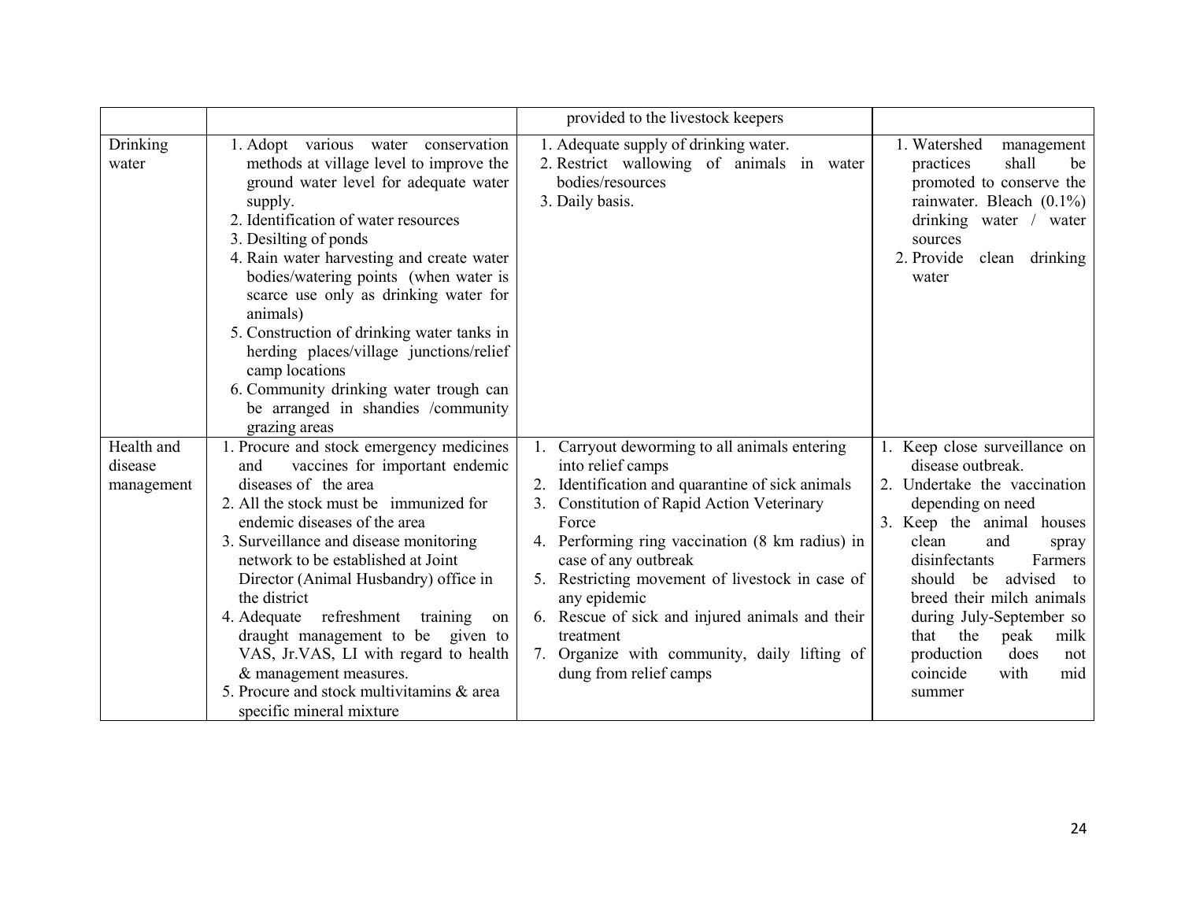| | | provided to the livestock keepers | |
|---|---|---|---|
| Drinking water | 1. Adopt various water conservation methods at village level to improve the ground water level for adequate water supply.<br>2. Identification of water resources<br>3. Desilting of ponds<br>4. Rain water harvesting and create water bodies/watering points (when water is scarce use only as drinking water for animals)<br>5. Construction of drinking water tanks in herding places/village junctions/relief camp locations<br>6. Community drinking water trough can be arranged in shandies /community grazing areas | 1. Adequate supply of drinking water.<br>2. Restrict wallowing of animals in water bodies/resources<br>3. Daily basis. | 1. Watershed management practices shall be promoted to conserve the rainwater. Bleach (0.1%) drinking water / water sources<br>2. Provide clean drinking water |
| Health and disease management | 1. Procure and stock emergency medicines and vaccines for important endemic diseases of the area<br>2. All the stock must be immunized for endemic diseases of the area<br>3. Surveillance and disease monitoring network to be established at Joint Director (Animal Husbandry) office in the district<br>4. Adequate refreshment training on draught management to be given to VAS, Jr.VAS, LI with regard to health & management measures.<br>5. Procure and stock multivitamins & area specific mineral mixture | 1. Carryout deworming to all animals entering into relief camps<br>2. Identification and quarantine of sick animals<br>3. Constitution of Rapid Action Veterinary Force<br>4. Performing ring vaccination (8 km radius) in case of any outbreak<br>5. Restricting movement of livestock in case of any epidemic<br>6. Rescue of sick and injured animals and their treatment<br>7. Organize with community, daily lifting of dung from relief camps | 1. Keep close surveillance on disease outbreak.<br>2. Undertake the vaccination depending on need<br>3. Keep the animal houses clean and spray disinfectants Farmers should be advised to breed their milch animals during July-September so that the peak milk production does not coincide with mid summer |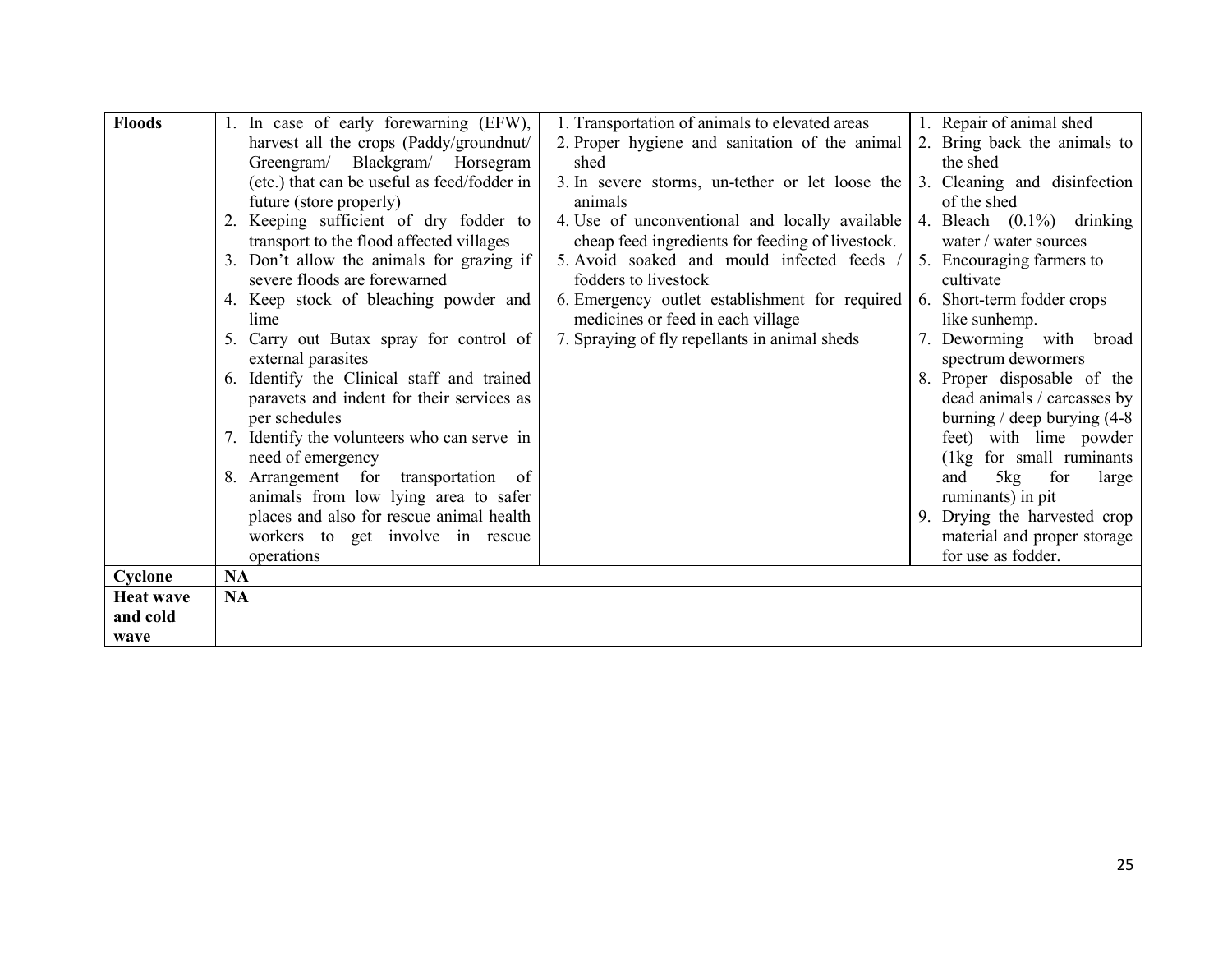| | | | |
|---|---|---|---|
| **Floods** | 1. In case of early forewarning (EFW), harvest all the crops (Paddy/groundnut/ Greengram/ Blackgram/ Horsegram (etc.) that can be useful as feed/fodder in future (store properly)<br>2. Keeping sufficient of dry fodder to transport to the flood affected villages<br>3. Don't allow the animals for grazing if severe floods are forewarned<br>4. Keep stock of bleaching powder and lime<br>5. Carry out Butax spray for control of external parasites<br>6. Identify the Clinical staff and trained paravets and indent for their services as per schedules<br>7. Identify the volunteers who can serve in need of emergency<br>8. Arrangement for transportation of animals from low lying area to safer places and also for rescue animal health workers to get involve in rescue operations | 1. Transportation of animals to elevated areas<br>2. Proper hygiene and sanitation of the animal shed<br>3. In severe storms, un-tether or let loose the animals<br>4. Use of unconventional and locally available cheap feed ingredients for feeding of livestock.<br>5. Avoid soaked and mould infected feeds / fodders to livestock<br>6. Emergency outlet establishment for required medicines or feed in each village<br>7. Spraying of fly repellants in animal sheds | 1. Repair of animal shed<br>2. Bring back the animals to the shed<br>3. Cleaning and disinfection of the shed<br>4. Bleach (0.1%) drinking water / water sources<br>5. Encouraging farmers to cultivate<br>6. Short-term fodder crops like sunhemp.<br>7. Deworming with broad spectrum dewormers<br>8. Proper disposable of the dead animals / carcasses by burning / deep burying (4-8 feet) with lime powder (1kg for small ruminants and 5kg for large ruminants) in pit<br>9. Drying the harvested crop material and proper storage for use as fodder. |
| **Cyclone** | **NA** | | |
| **Heat wave and cold wave** | **NA** | | |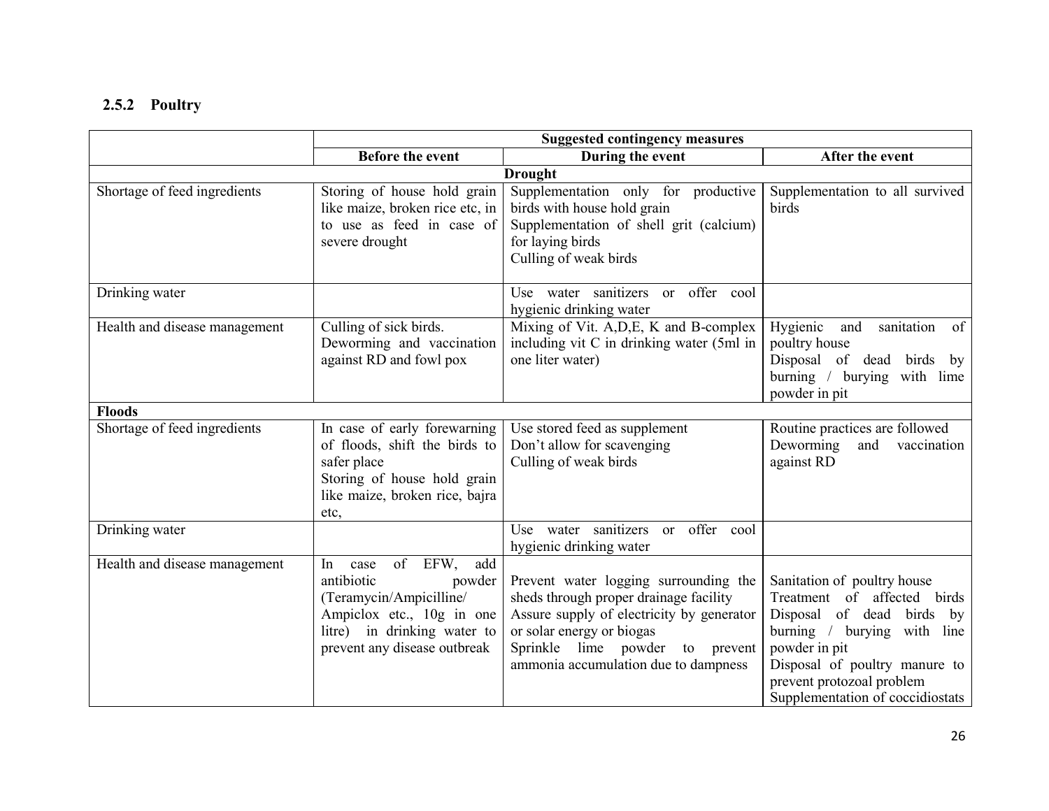### 2.5.2 Poultry

| | Suggested contingency measures | | |
|---|---|---|---|
| | **Before the event** | **During the event** | **After the event** |
| **Drought** | | | |
| Shortage of feed ingredients | Storing of house hold grain like maize, broken rice etc, in to use as feed in case of severe drought | Supplementation only for productive birds with house hold grain<br>Supplementation of shell grit (calcium) for laying birds<br>Culling of weak birds | Supplementation to all survived birds |
| Drinking water | | Use water sanitizers or offer cool hygienic drinking water | |
| Health and disease management | Culling of sick birds.<br>Deworming and vaccination against RD and fowl pox | Mixing of Vit. A,D,E, K and B-complex including vit C in drinking water (5ml in one liter water) | Hygienic and sanitation of poultry house<br>Disposal of dead birds by burning / burying with lime powder in pit |
| **Floods** | | | |
| Shortage of feed ingredients | In case of early forewarning of floods, shift the birds to safer place<br>Storing of house hold grain like maize, broken rice, bajra etc, | Use stored feed as supplement<br>Don't allow for scavenging<br>Culling of weak birds | Routine practices are followed<br>Deworming and vaccination against RD |
| Drinking water | | Use water sanitizers or offer cool hygienic drinking water | |
| Health and disease management | In case of EFW, add antibiotic powder (Teramycin/Ampicilline/ Ampiclox etc., 10g in one litre) in drinking water to prevent any disease outbreak | Prevent water logging surrounding the sheds through proper drainage facility<br>Assure supply of electricity by generator or solar energy or biogas<br>Sprinkle lime powder to prevent ammonia accumulation due to dampness | Sanitation of poultry house<br>Treatment of affected birds<br>Disposal of dead birds by burning / burying with line powder in pit<br>Disposal of poultry manure to prevent protozoal problem<br>Supplementation of coccidiostats |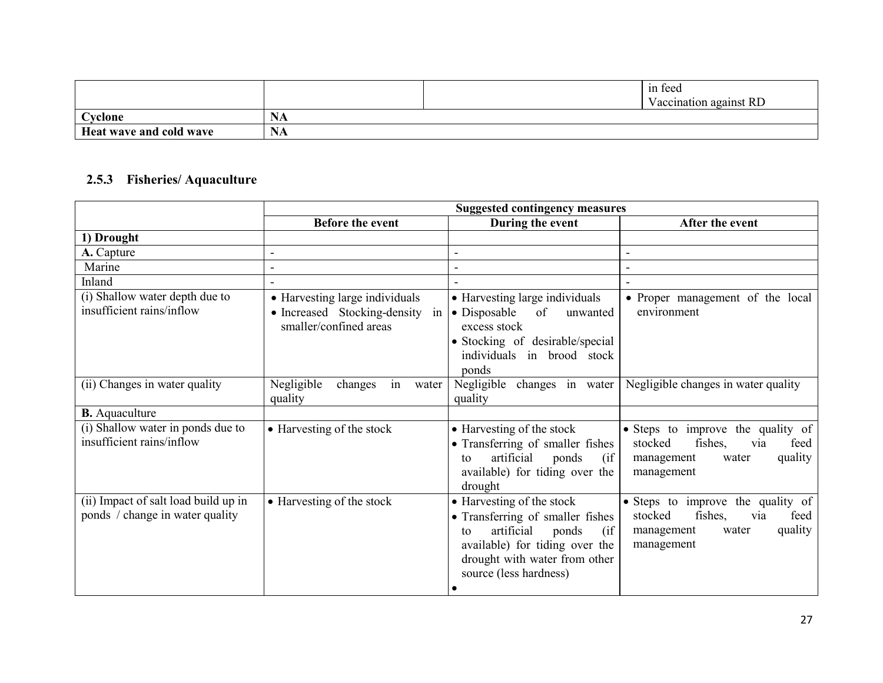| | | | |
|---|---|---|---|
| | | | in feed<br>Vaccination against RD |
| **Cyclone** | **NA** | | |
| **Heat wave and cold wave** | **NA** | | |

### 2.5.3 Fisheries/ Aquaculture

| | Suggested contingency measures | | |
|---|---|---|---|
| | **Before the event** | **During the event** | **After the event** |
| **1) Drought** | | | |
| **A.** Capture | - | - | - |
| Marine | - | - | - |
| Inland | - | - | - |
| (i) Shallow water depth due to insufficient rains/inflow | • Harvesting large individuals<br>• Increased Stocking-density in smaller/confined areas | • Harvesting large individuals<br>• Disposable of unwanted excess stock<br>• Stocking of desirable/special individuals in brood stock ponds | • Proper management of the local environment |
| (ii) Changes in water quality | Negligible changes in water quality | Negligible changes in water quality | Negligible changes in water quality |
| **B.** Aquaculture | | | |
| (i) Shallow water in ponds due to insufficient rains/inflow | • Harvesting of the stock | • Harvesting of the stock<br>• Transferring of smaller fishes to artificial ponds (if available) for tiding over the drought | • Steps to improve the quality of stocked fishes, via feed management water quality management |
| (ii) Impact of salt load build up in ponds / change in water quality | • Harvesting of the stock | • Harvesting of the stock<br>• Transferring of smaller fishes to artificial ponds (if available) for tiding over the drought with water from other source (less hardness)<br>• | • Steps to improve the quality of stocked fishes, via feed management water quality management |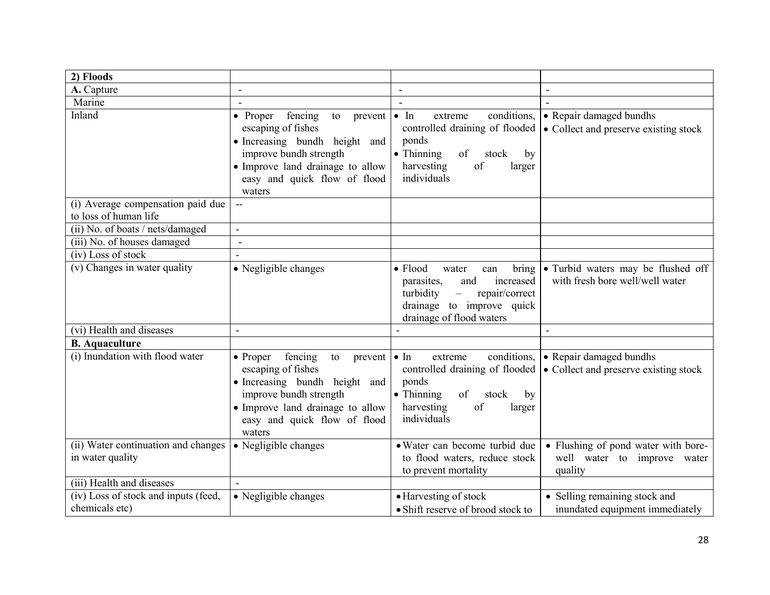| **2) Floods** | | | |
|---|---|---|---|
| **A.** Capture | - | - | - |
| Marine | - | - | - |
| Inland | • Proper fencing to prevent escaping of fishes<br>• Increasing bundh height and improve bundh strength<br>• Improve land drainage to allow easy and quick flow of flood waters | • In extreme conditions, controlled draining of flooded ponds<br>• Thinning of stock by harvesting of larger individuals | • Repair damaged bundhs<br>• Collect and preserve existing stock |
| (i) Average compensation paid due to loss of human life | -- | | |
| (ii) No. of boats / nets/damaged | - | | |
| (iii) No. of houses damaged | - | | |
| (iv) Loss of stock | - | | |
| (v) Changes in water quality | • Negligible changes | • Flood water can bring parasites, and increased turbidity – repair/correct drainage to improve quick drainage of flood waters | • Turbid waters may be flushed off with fresh bore well/well water |
| (vi) Health and diseases | - | - | - |
| **B. Aquaculture** | | | |
| (i) Inundation with flood water | • Proper fencing to prevent escaping of fishes<br>• Increasing bundh height and improve bundh strength<br>• Improve land drainage to allow easy and quick flow of flood waters | • In extreme conditions, controlled draining of flooded ponds<br>• Thinning of stock by harvesting of larger individuals | • Repair damaged bundhs<br>• Collect and preserve existing stock |
| (ii) Water continuation and changes in water quality | • Negligible changes | • Water can become turbid due to flood waters, reduce stock to prevent mortality | • Flushing of pond water with bore-well water to improve water quality |
| (iii) Health and diseases | - | | |
| (iv) Loss of stock and inputs (feed, chemicals etc) | • Negligible changes | • Harvesting of stock<br>• Shift reserve of brood stock to | • Selling remaining stock and inundated equipment immediately |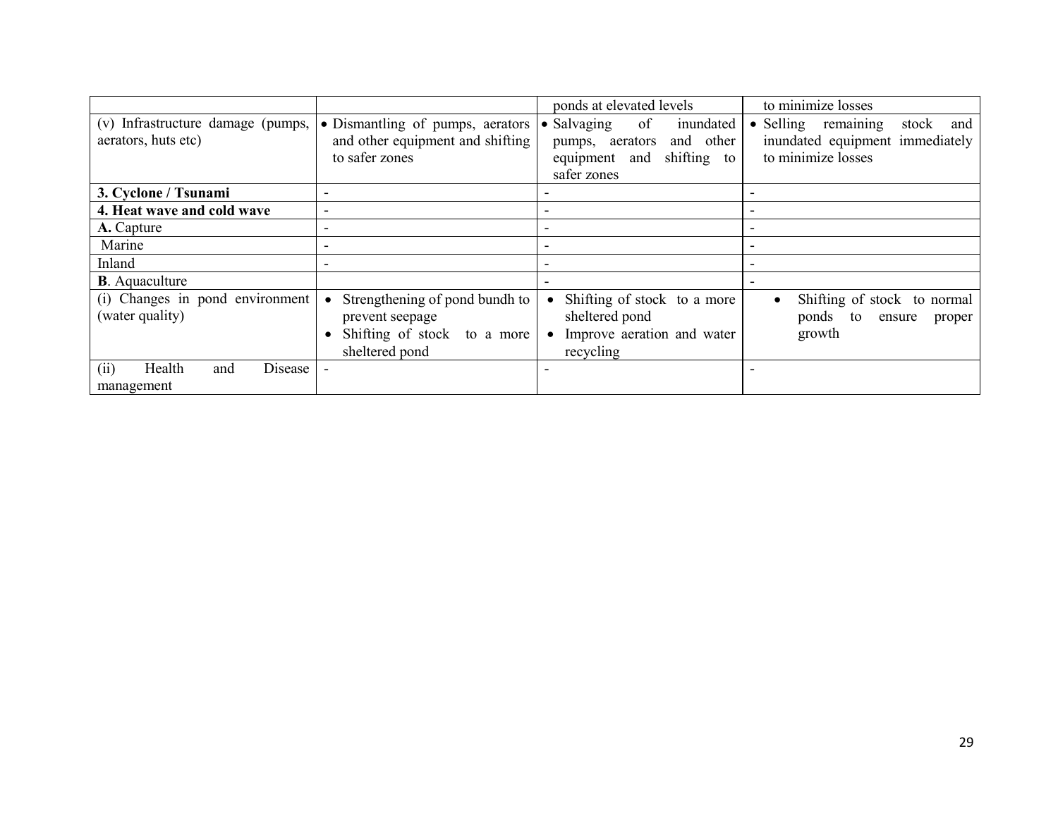| | | | |
|---|---|---|---|
| | | ponds at elevated levels | to minimize losses |
| (v) Infrastructure damage (pumps, aerators, huts etc) | • Dismantling of pumps, aerators and other equipment and shifting to safer zones | • Salvaging of inundated pumps, aerators and other equipment and shifting to safer zones | • Selling remaining stock and inundated equipment immediately to minimize losses |
| **3. Cyclone / Tsunami** | - | - | - |
| **4. Heat wave and cold wave** | - | - | - |
| **A.** Capture | - | - | - |
| Marine | - | - | - |
| Inland | - | - | - |
| **B**. Aquaculture | | - | - |
| (i) Changes in pond environment (water quality) | • Strengthening of pond bundh to prevent seepage<br>• Shifting of stock to a more sheltered pond | • Shifting of stock to a more sheltered pond<br>• Improve aeration and water recycling | • Shifting of stock to normal ponds to ensure proper growth |
| (ii) Health and Disease management | - | - | - |